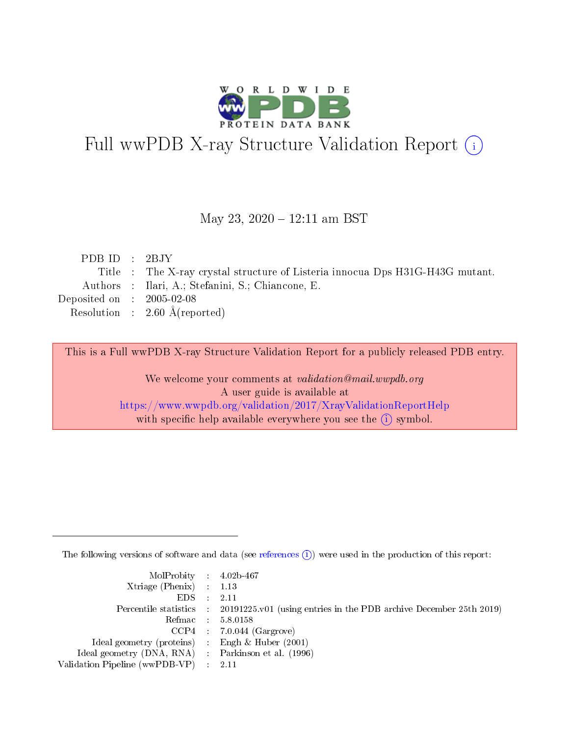# Full wwPDB X-ray Structure Validation Report (i)

May 23, 2020 – 12:11 am BST

| | | |
|---|---|---|
| PDB ID | : | 2BJY |
| Title | : | The X-ray crystal structure of Listeria innocua Dps H31G-H43G mutant. |
| Authors | : | Ilari, A.; Stefanini, S.; Chiancone, E. |
| Deposited on | : | 2005-02-08 |
| Resolution | : | 2.60 Å(reported) |

This is a Full wwPDB X-ray Structure Validation Report for a publicly released PDB entry.

We welcome your comments at *validation@mail.wwpdb.org*
A user guide is available at
https://www.wwpdb.org/validation/2017/XrayValidationReportHelp
with specific help available everywhere you see the (i) symbol.

The following versions of software and data (see references (i)) were used in the production of this report:

| | | |
|---|---|---|
| MolProbity | : | 4.02b-467 |
| Xtriage (Phenix) | : | 1.13 |
| EDS | : | 2.11 |
| Percentile statistics | : | 20191225.v01 (using entries in the PDB archive December 25th 2019) |
| Refmac | : | 5.8.0158 |
| CCP4 | : | 7.0.044 (Gargrove) |
| Ideal geometry (proteins) | : | Engh & Huber (2001) |
| Ideal geometry (DNA, RNA) | : | Parkinson et al. (1996) |
| Validation Pipeline (wwPDB-VP) | : | 2.11 |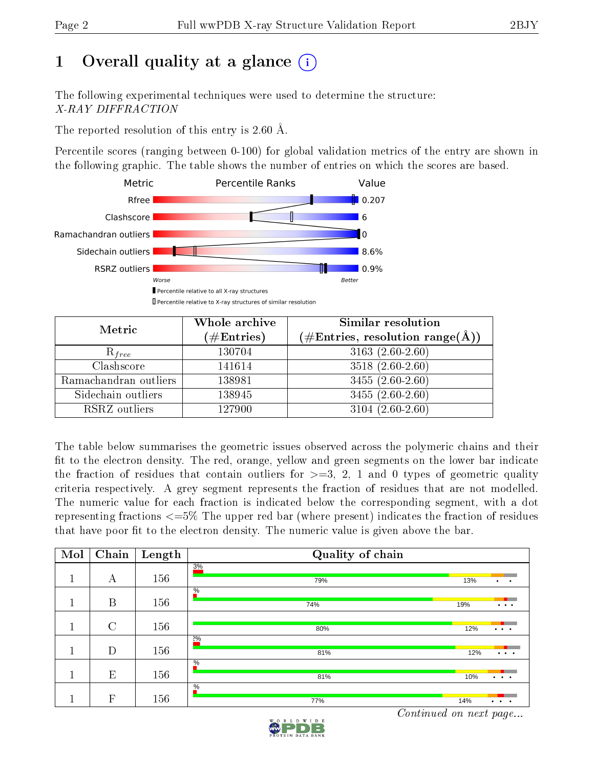# 1 Overall quality at a glance (i)

The following experimental techniques were used to determine the structure:
*X-RAY DIFFRACTION*

The reported resolution of this entry is 2.60 Å.

Percentile scores (ranging between 0-100) for global validation metrics of the entry are shown in the following graphic. The table shows the number of entries on which the scores are based.

| Metric | Value |
|---|---|
| Rfree | 0.207 |
| Clashscore | 6 |
| Ramachandran outliers | 0 |
| Sidechain outliers | 8.6% |
| RSRZ outliers | 0.9% |

Worse — Better

▮ Percentile relative to all X-ray structures
▯ Percentile relative to X-ray structures of similar resolution

| Metric | Whole archive (#Entries) | Similar resolution (#Entries, resolution range(Å)) |
|---|---|---|
| $R_{free}$ | 130704 | 3163 (2.60-2.60) |
| Clashscore | 141614 | 3518 (2.60-2.60) |
| Ramachandran outliers | 138981 | 3455 (2.60-2.60) |
| Sidechain outliers | 138945 | 3455 (2.60-2.60) |
| RSRZ outliers | 127900 | 3104 (2.60-2.60) |

The table below summarises the geometric issues observed across the polymeric chains and their fit to the electron density. The red, orange, yellow and green segments on the lower bar indicate the fraction of residues that contain outliers for >=3, 2, 1 and 0 types of geometric quality criteria respectively. A grey segment represents the fraction of residues that are not modelled. The numeric value for each fraction is indicated below the corresponding segment, with a dot representing fractions <=5% The upper red bar (where present) indicates the fraction of residues that have poor fit to the electron density. The numeric value is given above the bar.

| Mol | Chain | Length | Quality of chain |
|---|---|---|---|
| 1 | A | 156 | 3%; 79%, 13%, •, • |
| 1 | B | 156 | %; 74%, 19%, •, •, • |
| 1 | C | 156 | 80%, 12%, •, •, • |
| 1 | D | 156 | 2%; 81%, 12%, •, •, • |
| 1 | E | 156 | %; 81%, 10%, •, •, • |
| 1 | F | 156 | %; 77%, 14%, •, •, • |

*Continued on next page...*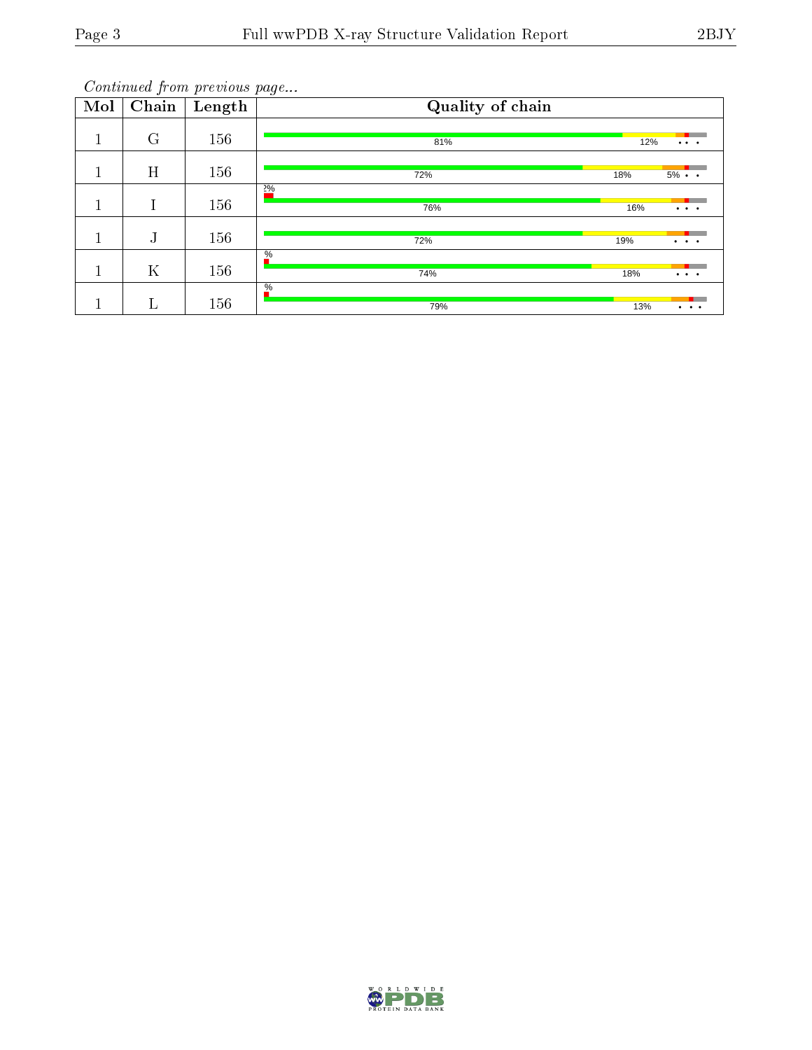*Continued from previous page...*

| Mol | Chain | Length | Quality of chain |
|---|---|---|---|
| 1 | G | 156 | 81% 12% • • • |
| 1 | H | 156 | 72% 18% 5% • • |
| 1 | I | 156 | 2% 76% 16% • • • |
| 1 | J | 156 | 72% 19% • • • |
| 1 | K | 156 | % 74% 18% • • • |
| 1 | L | 156 | % 79% 13% • • • |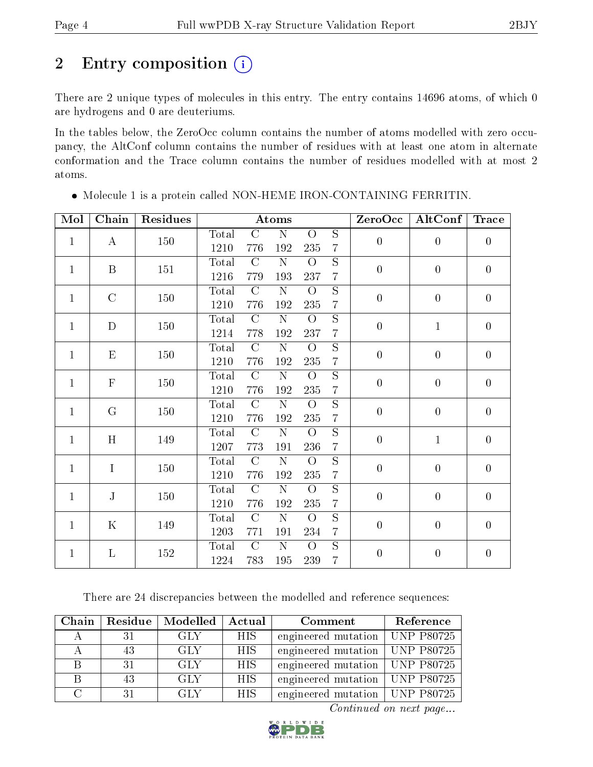# 2 Entry composition

There are 2 unique types of molecules in this entry. The entry contains 14696 atoms, of which 0 are hydrogens and 0 are deuteriums.

In the tables below, the ZeroOcc column contains the number of atoms modelled with zero occupancy, the AltConf column contains the number of residues with at least one atom in alternate conformation and the Trace column contains the number of residues modelled with at most 2 atoms.

- Molecule 1 is a protein called NON-HEME IRON-CONTAINING FERRITIN.

| Mol | Chain | Residues | Atoms | | | | | ZeroOcc | AltConf | Trace |
|---|---|---|---|---|---|---|---|---|---|---|
| 1 | A | 150 | Total<br>1210 | C<br>776 | N<br>192 | O<br>235 | S<br>7 | 0 | 0 | 0 |
| 1 | B | 151 | Total<br>1216 | C<br>779 | N<br>193 | O<br>237 | S<br>7 | 0 | 0 | 0 |
| 1 | C | 150 | Total<br>1210 | C<br>776 | N<br>192 | O<br>235 | S<br>7 | 0 | 0 | 0 |
| 1 | D | 150 | Total<br>1214 | C<br>778 | N<br>192 | O<br>237 | S<br>7 | 0 | 1 | 0 |
| 1 | E | 150 | Total<br>1210 | C<br>776 | N<br>192 | O<br>235 | S<br>7 | 0 | 0 | 0 |
| 1 | F | 150 | Total<br>1210 | C<br>776 | N<br>192 | O<br>235 | S<br>7 | 0 | 0 | 0 |
| 1 | G | 150 | Total<br>1210 | C<br>776 | N<br>192 | O<br>235 | S<br>7 | 0 | 0 | 0 |
| 1 | H | 149 | Total<br>1207 | C<br>773 | N<br>191 | O<br>236 | S<br>7 | 0 | 1 | 0 |
| 1 | I | 150 | Total<br>1210 | C<br>776 | N<br>192 | O<br>235 | S<br>7 | 0 | 0 | 0 |
| 1 | J | 150 | Total<br>1210 | C<br>776 | N<br>192 | O<br>235 | S<br>7 | 0 | 0 | 0 |
| 1 | K | 149 | Total<br>1203 | C<br>771 | N<br>191 | O<br>234 | S<br>7 | 0 | 0 | 0 |
| 1 | L | 152 | Total<br>1224 | C<br>783 | N<br>195 | O<br>239 | S<br>7 | 0 | 0 | 0 |

There are 24 discrepancies between the modelled and reference sequences:

| Chain | Residue | Modelled | Actual | Comment | Reference |
|---|---|---|---|---|---|
| A | 31 | GLY | HIS | engineered mutation | UNP P80725 |
| A | 43 | GLY | HIS | engineered mutation | UNP P80725 |
| B | 31 | GLY | HIS | engineered mutation | UNP P80725 |
| B | 43 | GLY | HIS | engineered mutation | UNP P80725 |
| C | 31 | GLY | HIS | engineered mutation | UNP P80725 |

*Continued on next page...*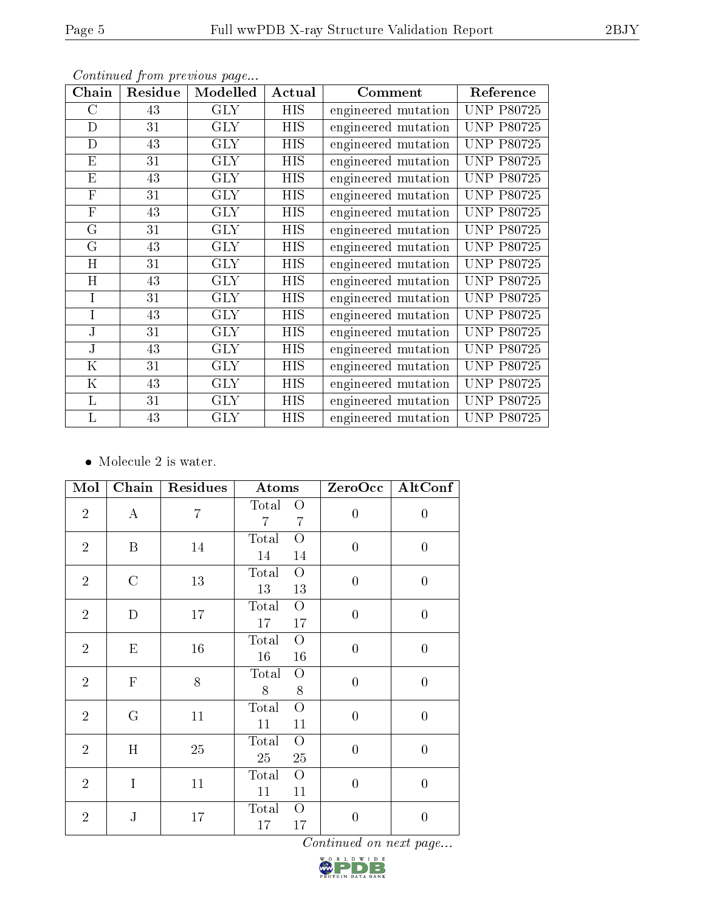*Continued from previous page...*

| Chain | Residue | Modelled | Actual | Comment | Reference |
|---|---|---|---|---|---|
| C | 43 | GLY | HIS | engineered mutation | UNP P80725 |
| D | 31 | GLY | HIS | engineered mutation | UNP P80725 |
| D | 43 | GLY | HIS | engineered mutation | UNP P80725 |
| E | 31 | GLY | HIS | engineered mutation | UNP P80725 |
| E | 43 | GLY | HIS | engineered mutation | UNP P80725 |
| F | 31 | GLY | HIS | engineered mutation | UNP P80725 |
| F | 43 | GLY | HIS | engineered mutation | UNP P80725 |
| G | 31 | GLY | HIS | engineered mutation | UNP P80725 |
| G | 43 | GLY | HIS | engineered mutation | UNP P80725 |
| H | 31 | GLY | HIS | engineered mutation | UNP P80725 |
| H | 43 | GLY | HIS | engineered mutation | UNP P80725 |
| I | 31 | GLY | HIS | engineered mutation | UNP P80725 |
| I | 43 | GLY | HIS | engineered mutation | UNP P80725 |
| J | 31 | GLY | HIS | engineered mutation | UNP P80725 |
| J | 43 | GLY | HIS | engineered mutation | UNP P80725 |
| K | 31 | GLY | HIS | engineered mutation | UNP P80725 |
| K | 43 | GLY | HIS | engineered mutation | UNP P80725 |
| L | 31 | GLY | HIS | engineered mutation | UNP P80725 |
| L | 43 | GLY | HIS | engineered mutation | UNP P80725 |

- Molecule 2 is water.

| Mol | Chain | Residues | Atoms | ZeroOcc | AltConf |
|---|---|---|---|---|---|
| 2 | A | 7 | Total O<br>7 7 | 0 | 0 |
| 2 | B | 14 | Total O<br>14 14 | 0 | 0 |
| 2 | C | 13 | Total O<br>13 13 | 0 | 0 |
| 2 | D | 17 | Total O<br>17 17 | 0 | 0 |
| 2 | E | 16 | Total O<br>16 16 | 0 | 0 |
| 2 | F | 8 | Total O<br>8 8 | 0 | 0 |
| 2 | G | 11 | Total O<br>11 11 | 0 | 0 |
| 2 | H | 25 | Total O<br>25 25 | 0 | 0 |
| 2 | I | 11 | Total O<br>11 11 | 0 | 0 |
| 2 | J | 17 | Total O<br>17 17 | 0 | 0 |

*Continued on next page...*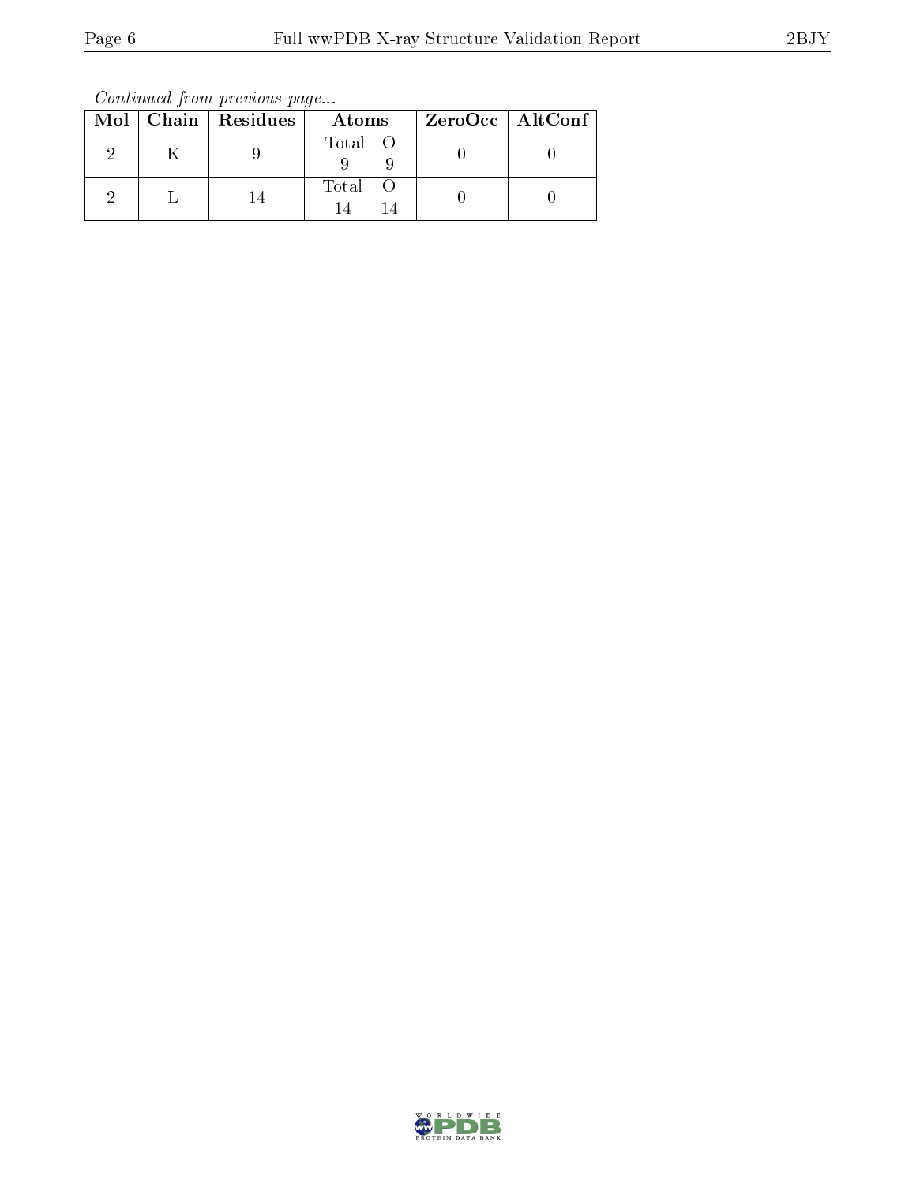*Continued from previous page...*

| Mol | Chain | Residues | Atoms | ZeroOcc | AltConf |
|---|---|---|---|---|---|
| 2 | K | 9 | Total O<br>9 9 | 0 | 0 |
| 2 | L | 14 | Total O<br>14 14 | 0 | 0 |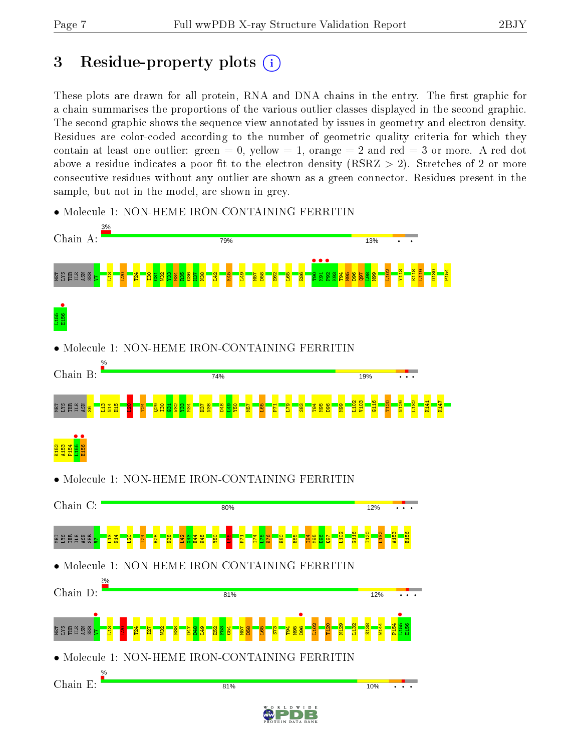# 3 Residue-property plots

These plots are drawn for all protein, RNA and DNA chains in the entry. The first graphic for a chain summarises the proportions of the various outlier classes displayed in the second graphic. The second graphic shows the sequence view annotated by issues in geometry and electron density. Residues are color-coded according to the number of geometric quality criteria for which they contain at least one outlier: green = 0, yellow = 1, orange = 2 and red = 3 or more. A red dot above a residue indicates a poor fit to the electron density (RSRZ > 2). Stretches of 2 or more consecutive residues without any outlier are shown as a green connector. Residues present in the sample, but not in the model, are shown in grey.

- Molecule 1: NON-HEME IRON-CONTAINING FERRITIN

Chain A: 3% | 79% | 13%

MET LYS THR ILE ASN SER V7 L13 L20 T24 I30 G31 W32 Y33 N34 K35 G36 H37 N38 L42 K45 L49 M57 D58 E62 L65 E86 T90 K91 P92 K93 T94 M95 D96 Q97 D98 M99 L102 Y113 E118 L119 D130 P154 L155 E156

- Molecule 1: NON-HEME IRON-CONTAINING FERRITIN

Chain B: % | 74% | 19%

MET LYS THR ILE ASN S6 L13 N14 H15 L20 T24 Q29 I30 G31 W32 K35 N34 H37 N38 D48 L49 Y50 M57 L65 P71 L79 S83 T94 M95 D96 M99 L102 V103 G116 T120 N129 L132 K141 K147 K152 A153 P154 L155 E156

- Molecule 1: NON-HEME IRON-CONTAINING FERRITIN

Chain C: 80% | 12%

MET LYS THR ILE ASN SER V7 L13 N14 L20 T24 H28 N38 L42 G43 E44 K45 Y50 L65 P71 T74 L75 K76 E80 E85 T94 M95 D96 Q97 L102 G116 T120 L132 A153 E156

- Molecule 1: NON-HEME IRON-CONTAINING FERRITIN

Chain D: 2% | 81% | 12%

MET LYS THR ILE ASN SER V7 L13 L20 T24 I27 W32 N38 D47 D48 L49 E52 F53 G54 M57 D58 L65 S73 T94 M95 D96 L102 T120 N129 L132 S138 W144 P154 L155 E156

- Molecule 1: NON-HEME IRON-CONTAINING FERRITIN

Chain E: % | 81% | 10%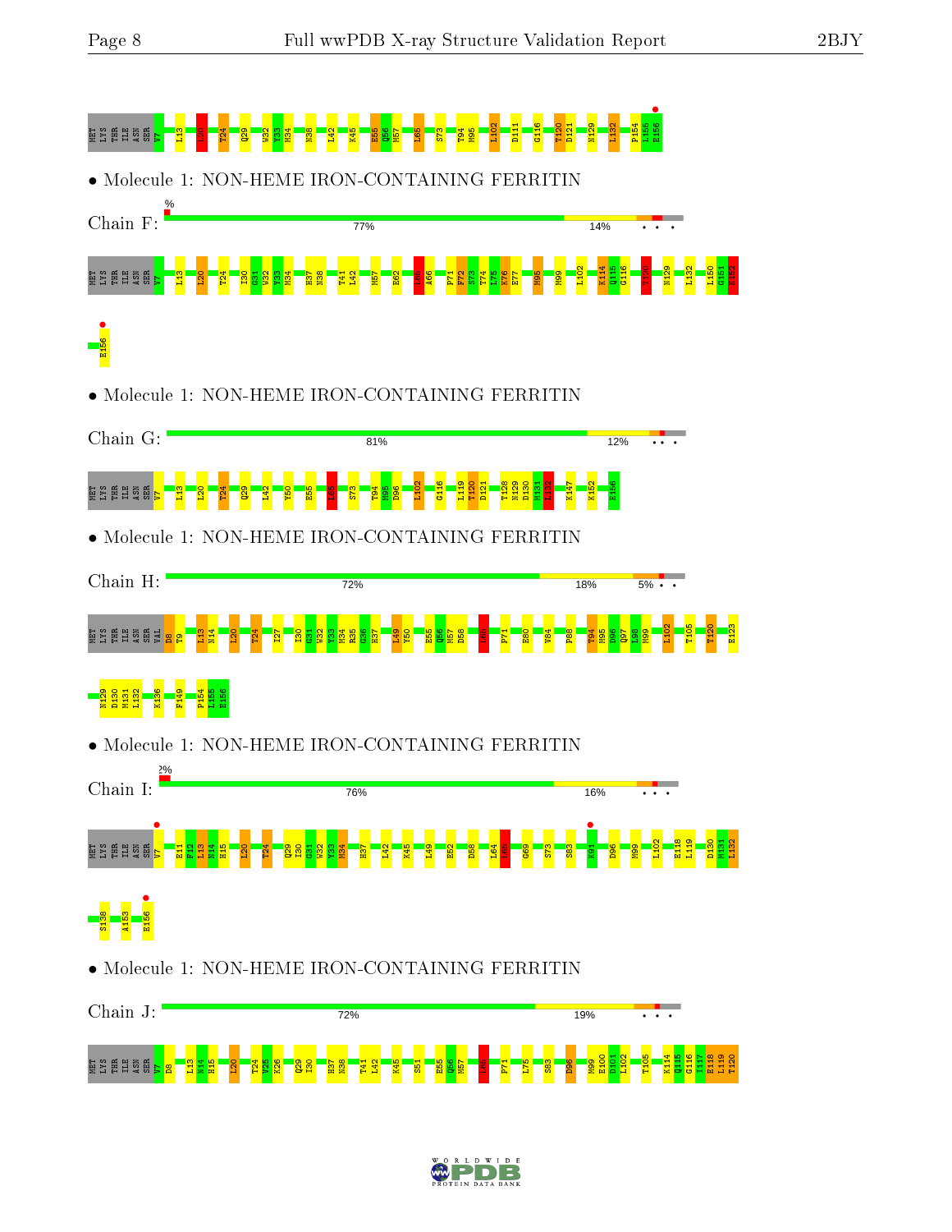MET LYS THR ILE ASN SER V7 L13 L20 T24 Q29 W32 Y33 M34 N38 L42 K45 E55 Q56 M57 L65 S73 T94 M95 L102 D111 G116 T120 D121 N129 L132 P154 L155 E156

• Molecule 1: NON-HEME IRON-CONTAINING FERRITIN

Chain F: % 77% 14%

MET LYS THR ILE ASN SER V7 L13 L20 T24 I30 G31 W32 Y33 M34 H37 N38 T41 L42 M57 E62 L65 A66 P71 F72 S73 T74 L75 K76 E77 M95 M99 L102 K114 Q115 G116 T120 N129 L132 I150 G151 K152 E156

• Molecule 1: NON-HEME IRON-CONTAINING FERRITIN

Chain G: 81% 12%

MET LYS THR ILE ASN SER V7 L13 L20 T24 Q29 L42 Y50 E55 L65 S73 T94 M95 D96 L102 G116 L119 T120 D121 T128 N129 D130 M131 L132 K147 K152 E156

• Molecule 1: NON-HEME IRON-CONTAINING FERRITIN

Chain H: 72% 18% 5%

MET LYS THR ILE ASN SER VAL D8 T9 L13 N14 L20 T24 I27 I30 G31 W32 Y33 M34 R35 G36 H37 I49 Y50 E55 Q56 M57 D58 L65 P71 E80 V84 P88 T94 M95 D96 Q97 L98 M99 L102 T105 T120 E123 N129 D130 M131 L132 K136 F149 P154 L155 E156

• Molecule 1: NON-HEME IRON-CONTAINING FERRITIN

Chain I: 2% 76% 16%

MET LYS THR ILE ASN SER V7 E11 F12 L13 N14 H15 L20 T24 Q29 I30 G31 W32 Y33 M34 H37 L42 K45 I49 E52 D58 L64 L65 Q69 S73 S83 K91 D96 M99 L102 E118 L119 D130 M131 L132 S138 A153 E156

• Molecule 1: NON-HEME IRON-CONTAINING FERRITIN

Chain J: 72% 19%

MET LYS THR ILE ASN SER V7 D8 L13 N14 H15 L20 T24 V25 K26 Q29 I30 H37 N38 T41 L42 K45 S51 E55 Q56 M57 L65 P71 L75 S83 D96 M99 E100 D101 L102 T105 K114 Q115 G116 I117 E118 L119 T120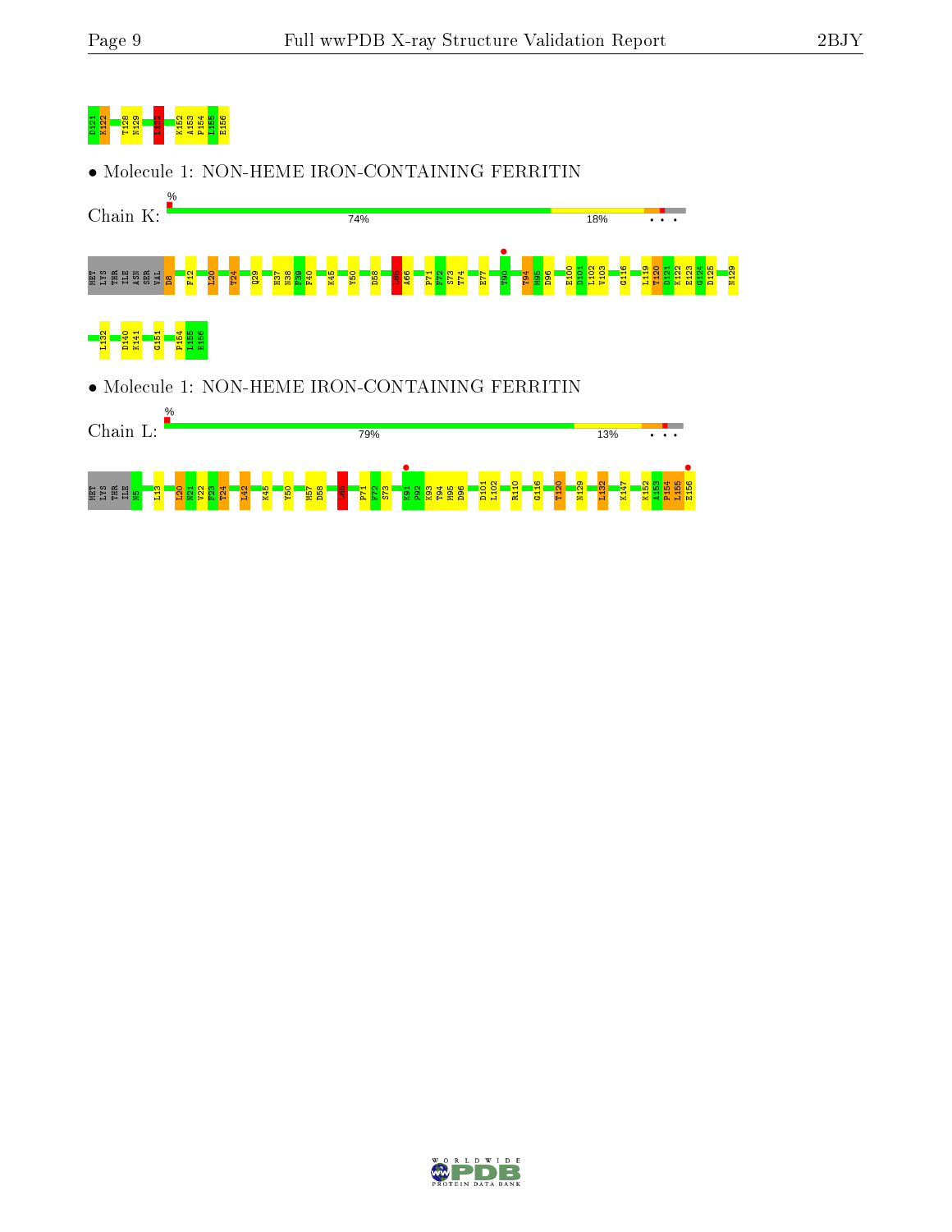D121 K122 T128 N129 L132 K152 A153 P154 L155 E156

• Molecule 1: NON-HEME IRON-CONTAINING FERRITIN

Chain K:

%

74% 18% • • •

MET LYS THR ILE ASN SER VAL D8 F12 L20 T24 Q29 H37 N38 F39 F40 K45 Y50 D58 L65 A66 P71 F72 S73 T74 E77 T90 T94 M95 D96 E100 D101 L102 V103 G116 L119 T120 D121 K122 E123 G124 D125 N129

L132 D140 K141 G151 P154 L155 E156

• Molecule 1: NON-HEME IRON-CONTAINING FERRITIN

Chain L:

%

79% 13% • • •

MET LYS THR ILE N5 L13 L20 N21 V22 F23 T24 L42 K45 Y50 M57 D58 L65 P71 F72 S73 K91 P92 K93 T94 M95 D96 D101 L102 R110 G116 T120 N129 L132 K147 K152 A153 P154 L155 E156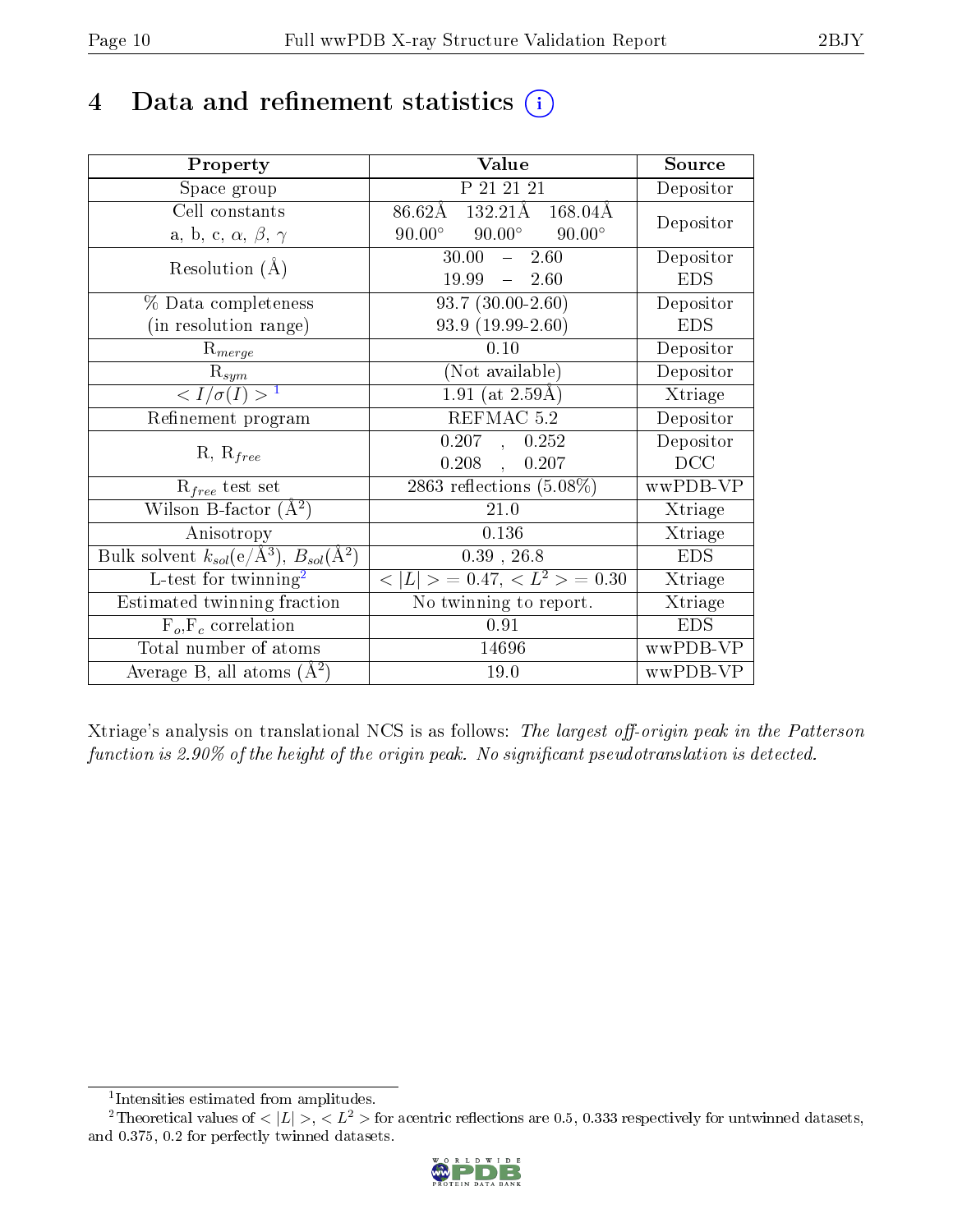# 4 Data and refinement statistics (i)

| Property | Value | Source |
|---|---|---|
| Space group | P 21 21 21 | Depositor |
| Cell constants<br>a, b, c, $\alpha$, $\beta$, $\gamma$ | 86.62Å 132.21Å 168.04Å<br>90.00° 90.00° 90.00° | Depositor |
| Resolution (Å) | 30.00 – 2.60<br>19.99 – 2.60 | Depositor<br>EDS |
| % Data completeness<br>(in resolution range) | 93.7 (30.00-2.60)<br>93.9 (19.99-2.60) | Depositor<br>EDS |
| $R_{merge}$ | 0.10 | Depositor |
| $R_{sym}$ | (Not available) | Depositor |
| $< I/\sigma(I) >$ [1] | 1.91 (at 2.59Å) | Xtriage |
| Refinement program | REFMAC 5.2 | Depositor |
| R, $R_{free}$ | 0.207 , 0.252<br>0.208 , 0.207 | Depositor<br>DCC |
| $R_{free}$ test set | 2863 reflections (5.08%) | wwPDB-VP |
| Wilson B-factor (Å$^2$) | 21.0 | Xtriage |
| Anisotropy | 0.136 | Xtriage |
| Bulk solvent $k_{sol}$(e/Å$^3$), $B_{sol}$(Å$^2$) | 0.39 , 26.8 | EDS |
| L-test for twinning[2] | $< \|L\| > = 0.47$, $< L^2 > = 0.30$ | Xtriage |
| Estimated twinning fraction | No twinning to report. | Xtriage |
| $F_o$,$F_c$ correlation | 0.91 | EDS |
| Total number of atoms | 14696 | wwPDB-VP |
| Average B, all atoms (Å$^2$) | 19.0 | wwPDB-VP |

Xtriage's analysis on translational NCS is as follows: *The largest off-origin peak in the Patterson function is 2.90% of the height of the origin peak. No significant pseudotranslation is detected.*

[1] Intensities estimated from amplitudes.

[2] Theoretical values of $< |L| >$, $< L^2 >$ for acentric reflections are 0.5, 0.333 respectively for untwinned datasets, and 0.375, 0.2 for perfectly twinned datasets.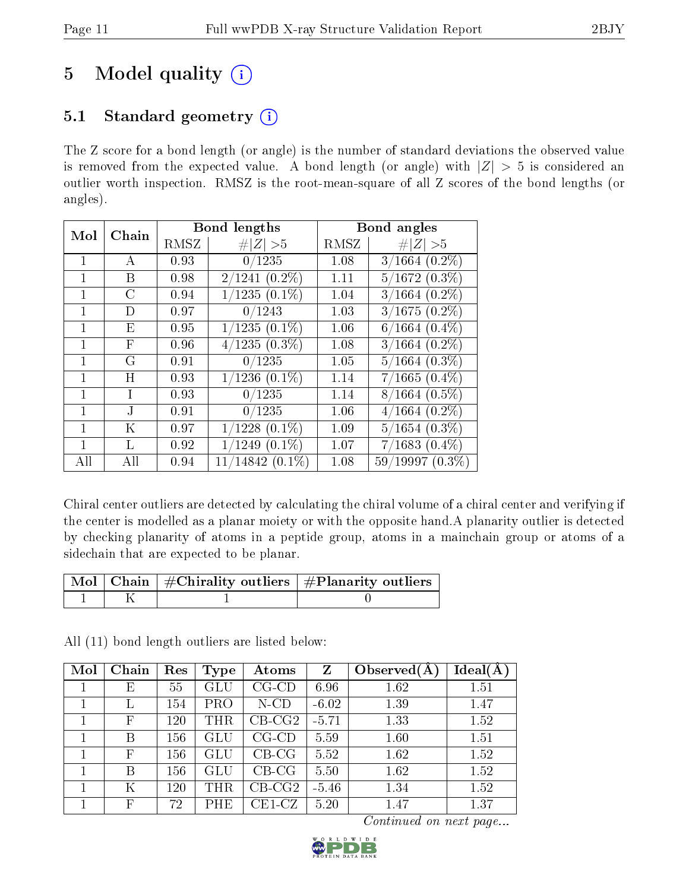# 5 Model quality

## 5.1 Standard geometry

The Z score for a bond length (or angle) is the number of standard deviations the observed value is removed from the expected value. A bond length (or angle) with $|Z| > 5$ is considered an outlier worth inspection. RMSZ is the root-mean-square of all Z scores of the bond lengths (or angles).

| Mol | Chain | Bond lengths | | Bond angles | |
|---|---|---|---|---|---|
| | | RMSZ | #\|Z\| >5 | RMSZ | #\|Z\| >5 |
| 1 | A | 0.93 | 0/1235 | 1.08 | 3/1664 (0.2%) |
| 1 | B | 0.98 | 2/1241 (0.2%) | 1.11 | 5/1672 (0.3%) |
| 1 | C | 0.94 | 1/1235 (0.1%) | 1.04 | 3/1664 (0.2%) |
| 1 | D | 0.97 | 0/1243 | 1.03 | 3/1675 (0.2%) |
| 1 | E | 0.95 | 1/1235 (0.1%) | 1.06 | 6/1664 (0.4%) |
| 1 | F | 0.96 | 4/1235 (0.3%) | 1.08 | 3/1664 (0.2%) |
| 1 | G | 0.91 | 0/1235 | 1.05 | 5/1664 (0.3%) |
| 1 | H | 0.93 | 1/1236 (0.1%) | 1.14 | 7/1665 (0.4%) |
| 1 | I | 0.93 | 0/1235 | 1.14 | 8/1664 (0.5%) |
| 1 | J | 0.91 | 0/1235 | 1.06 | 4/1664 (0.2%) |
| 1 | K | 0.97 | 1/1228 (0.1%) | 1.09 | 5/1654 (0.3%) |
| 1 | L | 0.92 | 1/1249 (0.1%) | 1.07 | 7/1683 (0.4%) |
| All | All | 0.94 | 11/14842 (0.1%) | 1.08 | 59/19997 (0.3%) |

Chiral center outliers are detected by calculating the chiral volume of a chiral center and verifying if the center is modelled as a planar moiety or with the opposite hand.A planarity outlier is detected by checking planarity of atoms in a peptide group, atoms in a mainchain group or atoms of a sidechain that are expected to be planar.

| Mol | Chain | #Chirality outliers | #Planarity outliers |
|---|---|---|---|
| 1 | K | 1 | 0 |

All (11) bond length outliers are listed below:

| Mol | Chain | Res | Type | Atoms | Z | Observed(Å) | Ideal(Å) |
|---|---|---|---|---|---|---|---|
| 1 | E | 55 | GLU | CG-CD | 6.96 | 1.62 | 1.51 |
| 1 | L | 154 | PRO | N-CD | -6.02 | 1.39 | 1.47 |
| 1 | F | 120 | THR | CB-CG2 | -5.71 | 1.33 | 1.52 |
| 1 | B | 156 | GLU | CG-CD | 5.59 | 1.60 | 1.51 |
| 1 | F | 156 | GLU | CB-CG | 5.52 | 1.62 | 1.52 |
| 1 | B | 156 | GLU | CB-CG | 5.50 | 1.62 | 1.52 |
| 1 | K | 120 | THR | CB-CG2 | -5.46 | 1.34 | 1.52 |
| 1 | F | 72 | PHE | CE1-CZ | 5.20 | 1.47 | 1.37 |

*Continued on next page...*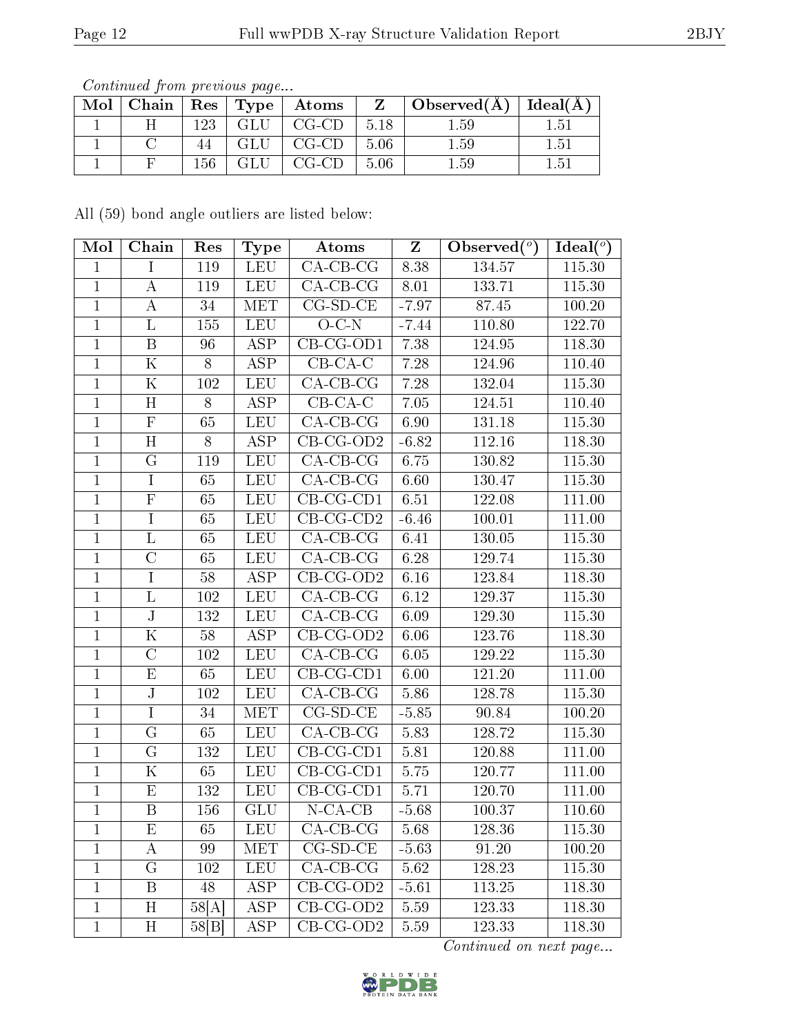*Continued from previous page...*

| Mol | Chain | Res | Type | Atoms | Z | Observed(Å) | Ideal(Å) |
|---|---|---|---|---|---|---|---|
| 1 | H | 123 | GLU | CG-CD | 5.18 | 1.59 | 1.51 |
| 1 | C | 44 | GLU | CG-CD | 5.06 | 1.59 | 1.51 |
| 1 | F | 156 | GLU | CG-CD | 5.06 | 1.59 | 1.51 |

All (59) bond angle outliers are listed below:

| Mol | Chain | Res | Type | Atoms | Z | Observed($^o$) | Ideal($^o$) |
|---|---|---|---|---|---|---|---|
| 1 | I | 119 | LEU | CA-CB-CG | 8.38 | 134.57 | 115.30 |
| 1 | A | 119 | LEU | CA-CB-CG | 8.01 | 133.71 | 115.30 |
| 1 | A | 34 | MET | CG-SD-CE | -7.97 | 87.45 | 100.20 |
| 1 | L | 155 | LEU | O-C-N | -7.44 | 110.80 | 122.70 |
| 1 | B | 96 | ASP | CB-CG-OD1 | 7.38 | 124.95 | 118.30 |
| 1 | K | 8 | ASP | CB-CA-C | 7.28 | 124.96 | 110.40 |
| 1 | K | 102 | LEU | CA-CB-CG | 7.28 | 132.04 | 115.30 |
| 1 | H | 8 | ASP | CB-CA-C | 7.05 | 124.51 | 110.40 |
| 1 | F | 65 | LEU | CA-CB-CG | 6.90 | 131.18 | 115.30 |
| 1 | H | 8 | ASP | CB-CG-OD2 | -6.82 | 112.16 | 118.30 |
| 1 | G | 119 | LEU | CA-CB-CG | 6.75 | 130.82 | 115.30 |
| 1 | I | 65 | LEU | CA-CB-CG | 6.60 | 130.47 | 115.30 |
| 1 | F | 65 | LEU | CB-CG-CD1 | 6.51 | 122.08 | 111.00 |
| 1 | I | 65 | LEU | CB-CG-CD2 | -6.46 | 100.01 | 111.00 |
| 1 | L | 65 | LEU | CA-CB-CG | 6.41 | 130.05 | 115.30 |
| 1 | C | 65 | LEU | CA-CB-CG | 6.28 | 129.74 | 115.30 |
| 1 | I | 58 | ASP | CB-CG-OD2 | 6.16 | 123.84 | 118.30 |
| 1 | L | 102 | LEU | CA-CB-CG | 6.12 | 129.37 | 115.30 |
| 1 | J | 132 | LEU | CA-CB-CG | 6.09 | 129.30 | 115.30 |
| 1 | K | 58 | ASP | CB-CG-OD2 | 6.06 | 123.76 | 118.30 |
| 1 | C | 102 | LEU | CA-CB-CG | 6.05 | 129.22 | 115.30 |
| 1 | E | 65 | LEU | CB-CG-CD1 | 6.00 | 121.20 | 111.00 |
| 1 | J | 102 | LEU | CA-CB-CG | 5.86 | 128.78 | 115.30 |
| 1 | I | 34 | MET | CG-SD-CE | -5.85 | 90.84 | 100.20 |
| 1 | G | 65 | LEU | CA-CB-CG | 5.83 | 128.72 | 115.30 |
| 1 | G | 132 | LEU | CB-CG-CD1 | 5.81 | 120.88 | 111.00 |
| 1 | K | 65 | LEU | CB-CG-CD1 | 5.75 | 120.77 | 111.00 |
| 1 | E | 132 | LEU | CB-CG-CD1 | 5.71 | 120.70 | 111.00 |
| 1 | B | 156 | GLU | N-CA-CB | -5.68 | 100.37 | 110.60 |
| 1 | E | 65 | LEU | CA-CB-CG | 5.68 | 128.36 | 115.30 |
| 1 | A | 99 | MET | CG-SD-CE | -5.63 | 91.20 | 100.20 |
| 1 | G | 102 | LEU | CA-CB-CG | 5.62 | 128.23 | 115.30 |
| 1 | B | 48 | ASP | CB-CG-OD2 | -5.61 | 113.25 | 118.30 |
| 1 | H | 58[A] | ASP | CB-CG-OD2 | 5.59 | 123.33 | 118.30 |
| 1 | H | 58[B] | ASP | CB-CG-OD2 | 5.59 | 123.33 | 118.30 |

*Continued on next page...*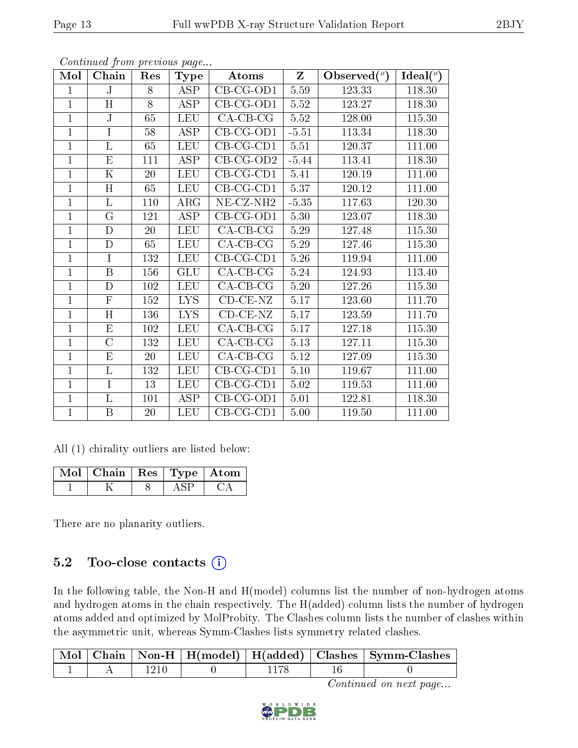*Continued from previous page...*

| Mol | Chain | Res | Type | Atoms | Z | Observed(°) | Ideal(°) |
|---|---|---|---|---|---|---|---|
| 1 | J | 8 | ASP | CB-CG-OD1 | 5.59 | 123.33 | 118.30 |
| 1 | H | 8 | ASP | CB-CG-OD1 | 5.52 | 123.27 | 118.30 |
| 1 | J | 65 | LEU | CA-CB-CG | 5.52 | 128.00 | 115.30 |
| 1 | I | 58 | ASP | CB-CG-OD1 | -5.51 | 113.34 | 118.30 |
| 1 | L | 65 | LEU | CB-CG-CD1 | 5.51 | 120.37 | 111.00 |
| 1 | E | 111 | ASP | CB-CG-OD2 | -5.44 | 113.41 | 118.30 |
| 1 | K | 20 | LEU | CB-CG-CD1 | 5.41 | 120.19 | 111.00 |
| 1 | H | 65 | LEU | CB-CG-CD1 | 5.37 | 120.12 | 111.00 |
| 1 | L | 110 | ARG | NE-CZ-NH2 | -5.35 | 117.63 | 120.30 |
| 1 | G | 121 | ASP | CB-CG-OD1 | 5.30 | 123.07 | 118.30 |
| 1 | D | 20 | LEU | CA-CB-CG | 5.29 | 127.48 | 115.30 |
| 1 | D | 65 | LEU | CA-CB-CG | 5.29 | 127.46 | 115.30 |
| 1 | I | 132 | LEU | CB-CG-CD1 | 5.26 | 119.94 | 111.00 |
| 1 | B | 156 | GLU | CA-CB-CG | 5.24 | 124.93 | 113.40 |
| 1 | D | 102 | LEU | CA-CB-CG | 5.20 | 127.26 | 115.30 |
| 1 | F | 152 | LYS | CD-CE-NZ | 5.17 | 123.60 | 111.70 |
| 1 | H | 136 | LYS | CD-CE-NZ | 5.17 | 123.59 | 111.70 |
| 1 | E | 102 | LEU | CA-CB-CG | 5.17 | 127.18 | 115.30 |
| 1 | C | 132 | LEU | CA-CB-CG | 5.13 | 127.11 | 115.30 |
| 1 | E | 20 | LEU | CA-CB-CG | 5.12 | 127.09 | 115.30 |
| 1 | L | 132 | LEU | CB-CG-CD1 | 5.10 | 119.67 | 111.00 |
| 1 | I | 13 | LEU | CB-CG-CD1 | 5.02 | 119.53 | 111.00 |
| 1 | L | 101 | ASP | CB-CG-OD1 | 5.01 | 122.81 | 118.30 |
| 1 | B | 20 | LEU | CB-CG-CD1 | 5.00 | 119.50 | 111.00 |

All (1) chirality outliers are listed below:

| Mol | Chain | Res | Type | Atom |
|---|---|---|---|---|
| 1 | K | 8 | ASP | CA |

There are no planarity outliers.

### 5.2 Too-close contacts

In the following table, the Non-H and H(model) columns list the number of non-hydrogen atoms and hydrogen atoms in the chain respectively. The H(added) column lists the number of hydrogen atoms added and optimized by MolProbity. The Clashes column lists the number of clashes within the asymmetric unit, whereas Symm-Clashes lists symmetry related clashes.

| Mol | Chain | Non-H | H(model) | H(added) | Clashes | Symm-Clashes |
|---|---|---|---|---|---|---|
| 1 | A | 1210 | 0 | 1178 | 16 | 0 |

*Continued on next page...*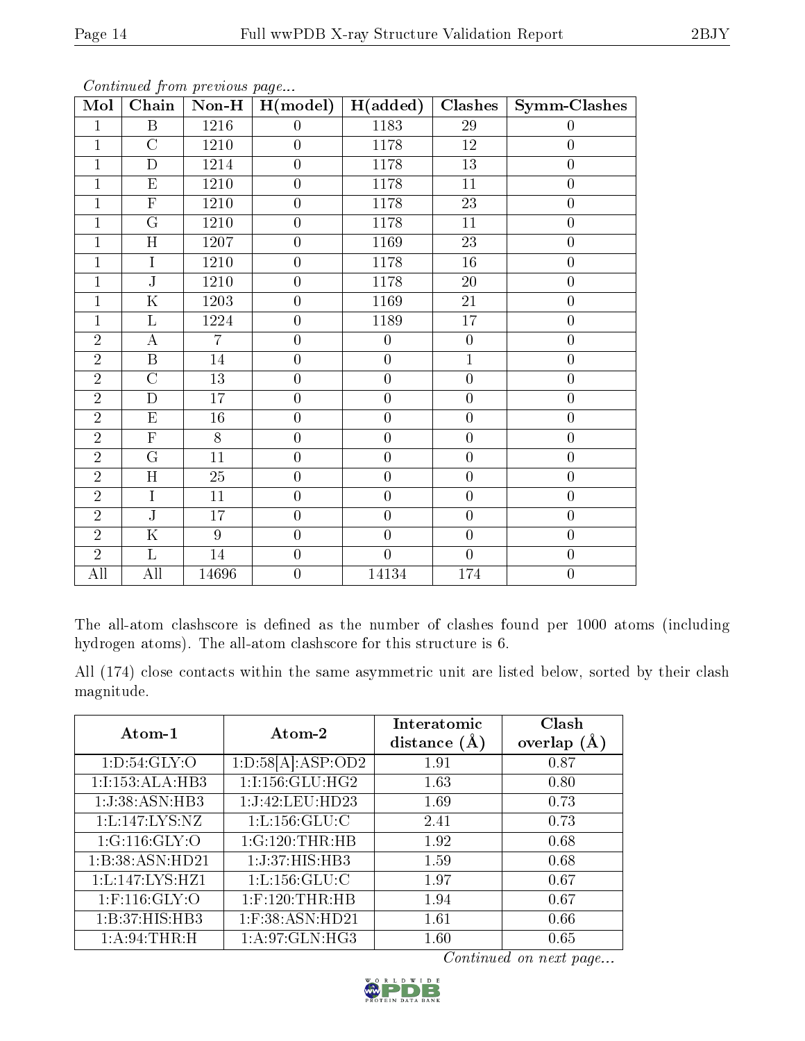*Continued from previous page...*

| Mol | Chain | Non-H | H(model) | H(added) | Clashes | Symm-Clashes |
|---|---|---|---|---|---|---|
| 1 | B | 1216 | 0 | 1183 | 29 | 0 |
| 1 | C | 1210 | 0 | 1178 | 12 | 0 |
| 1 | D | 1214 | 0 | 1178 | 13 | 0 |
| 1 | E | 1210 | 0 | 1178 | 11 | 0 |
| 1 | F | 1210 | 0 | 1178 | 23 | 0 |
| 1 | G | 1210 | 0 | 1178 | 11 | 0 |
| 1 | H | 1207 | 0 | 1169 | 23 | 0 |
| 1 | I | 1210 | 0 | 1178 | 16 | 0 |
| 1 | J | 1210 | 0 | 1178 | 20 | 0 |
| 1 | K | 1203 | 0 | 1169 | 21 | 0 |
| 1 | L | 1224 | 0 | 1189 | 17 | 0 |
| 2 | A | 7 | 0 | 0 | 0 | 0 |
| 2 | B | 14 | 0 | 0 | 1 | 0 |
| 2 | C | 13 | 0 | 0 | 0 | 0 |
| 2 | D | 17 | 0 | 0 | 0 | 0 |
| 2 | E | 16 | 0 | 0 | 0 | 0 |
| 2 | F | 8 | 0 | 0 | 0 | 0 |
| 2 | G | 11 | 0 | 0 | 0 | 0 |
| 2 | H | 25 | 0 | 0 | 0 | 0 |
| 2 | I | 11 | 0 | 0 | 0 | 0 |
| 2 | J | 17 | 0 | 0 | 0 | 0 |
| 2 | K | 9 | 0 | 0 | 0 | 0 |
| 2 | L | 14 | 0 | 0 | 0 | 0 |
| All | All | 14696 | 0 | 14134 | 174 | 0 |

The all-atom clashscore is defined as the number of clashes found per 1000 atoms (including hydrogen atoms). The all-atom clashscore for this structure is 6.

All (174) close contacts within the same asymmetric unit are listed below, sorted by their clash magnitude.

| Atom-1 | Atom-2 | Interatomic distance (Å) | Clash overlap (Å) |
|---|---|---|---|
| 1:D:54:GLY:O | 1:D:58[A]:ASP:OD2 | 1.91 | 0.87 |
| 1:I:153:ALA:HB3 | 1:I:156:GLU:HG2 | 1.63 | 0.80 |
| 1:J:38:ASN:HB3 | 1:J:42:LEU:HD23 | 1.69 | 0.73 |
| 1:L:147:LYS:NZ | 1:L:156:GLU:C | 2.41 | 0.73 |
| 1:G:116:GLY:O | 1:G:120:THR:HB | 1.92 | 0.68 |
| 1:B:38:ASN:HD21 | 1:J:37:HIS:HB3 | 1.59 | 0.68 |
| 1:L:147:LYS:HZ1 | 1:L:156:GLU:C | 1.97 | 0.67 |
| 1:F:116:GLY:O | 1:F:120:THR:HB | 1.94 | 0.67 |
| 1:B:37:HIS:HB3 | 1:F:38:ASN:HD21 | 1.61 | 0.66 |
| 1:A:94:THR:H | 1:A:97:GLN:HG3 | 1.60 | 0.65 |

*Continued on next page...*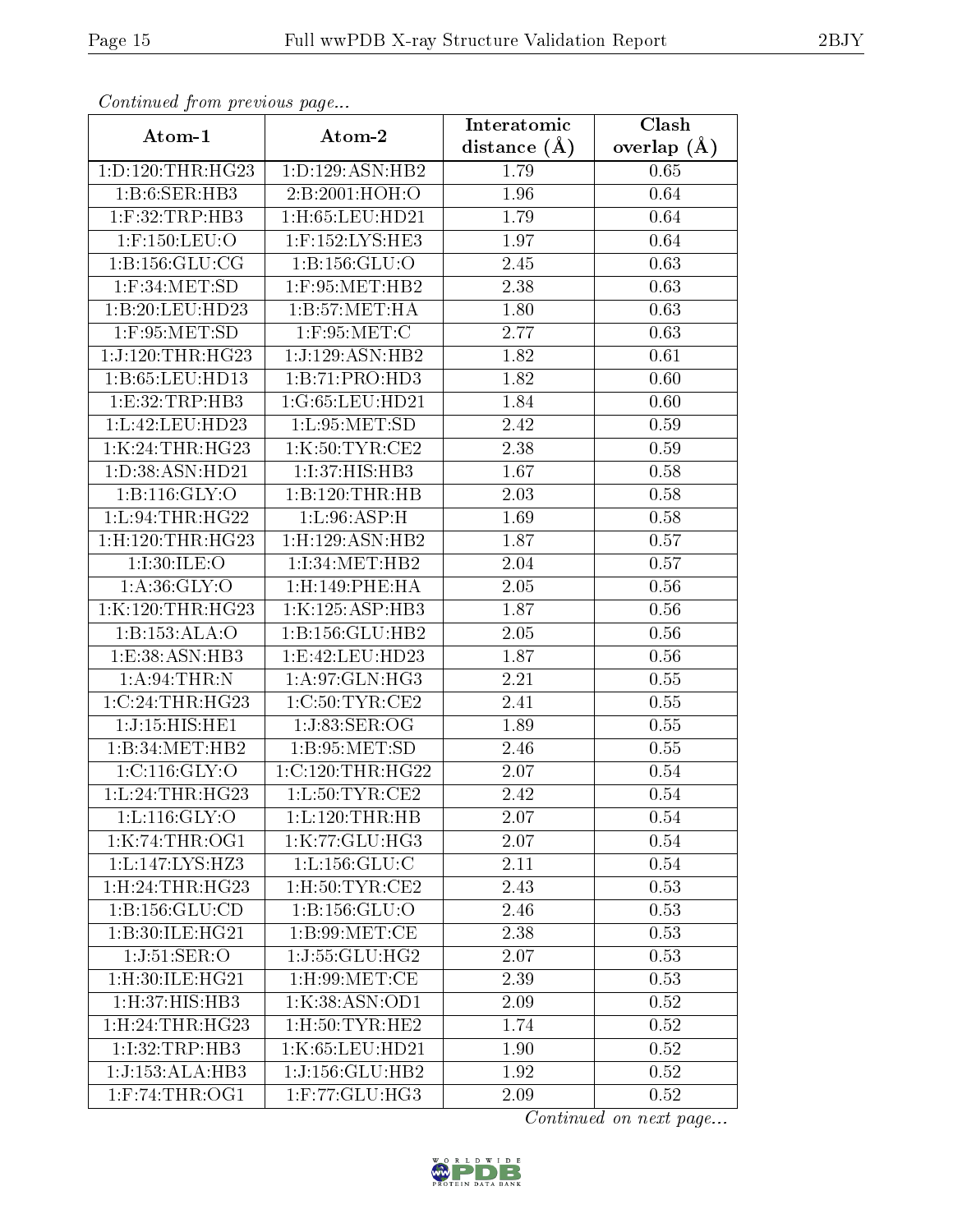*Continued from previous page...*

| Atom-1 | Atom-2 | Interatomic distance (Å) | Clash overlap (Å) |
|---|---|---|---|
| 1:D:120:THR:HG23 | 1:D:129:ASN:HB2 | 1.79 | 0.65 |
| 1:B:6:SER:HB3 | 2:B:2001:HOH:O | 1.96 | 0.64 |
| 1:F:32:TRP:HB3 | 1:H:65:LEU:HD21 | 1.79 | 0.64 |
| 1:F:150:LEU:O | 1:F:152:LYS:HE3 | 1.97 | 0.64 |
| 1:B:156:GLU:CG | 1:B:156:GLU:O | 2.45 | 0.63 |
| 1:F:34:MET:SD | 1:F:95:MET:HB2 | 2.38 | 0.63 |
| 1:B:20:LEU:HD23 | 1:B:57:MET:HA | 1.80 | 0.63 |
| 1:F:95:MET:SD | 1:F:95:MET:C | 2.77 | 0.63 |
| 1:J:120:THR:HG23 | 1:J:129:ASN:HB2 | 1.82 | 0.61 |
| 1:B:65:LEU:HD13 | 1:B:71:PRO:HD3 | 1.82 | 0.60 |
| 1:E:32:TRP:HB3 | 1:G:65:LEU:HD21 | 1.84 | 0.60 |
| 1:L:42:LEU:HD23 | 1:L:95:MET:SD | 2.42 | 0.59 |
| 1:K:24:THR:HG23 | 1:K:50:TYR:CE2 | 2.38 | 0.59 |
| 1:D:38:ASN:HD21 | 1:I:37:HIS:HB3 | 1.67 | 0.58 |
| 1:B:116:GLY:O | 1:B:120:THR:HB | 2.03 | 0.58 |
| 1:L:94:THR:HG22 | 1:L:96:ASP:H | 1.69 | 0.58 |
| 1:H:120:THR:HG23 | 1:H:129:ASN:HB2 | 1.87 | 0.57 |
| 1:I:30:ILE:O | 1:I:34:MET:HB2 | 2.04 | 0.57 |
| 1:A:36:GLY:O | 1:H:149:PHE:HA | 2.05 | 0.56 |
| 1:K:120:THR:HG23 | 1:K:125:ASP:HB3 | 1.87 | 0.56 |
| 1:B:153:ALA:O | 1:B:156:GLU:HB2 | 2.05 | 0.56 |
| 1:E:38:ASN:HB3 | 1:E:42:LEU:HD23 | 1.87 | 0.56 |
| 1:A:94:THR:N | 1:A:97:GLN:HG3 | 2.21 | 0.55 |
| 1:C:24:THR:HG23 | 1:C:50:TYR:CE2 | 2.41 | 0.55 |
| 1:J:15:HIS:HE1 | 1:J:83:SER:OG | 1.89 | 0.55 |
| 1:B:34:MET:HB2 | 1:B:95:MET:SD | 2.46 | 0.55 |
| 1:C:116:GLY:O | 1:C:120:THR:HG22 | 2.07 | 0.54 |
| 1:L:24:THR:HG23 | 1:L:50:TYR:CE2 | 2.42 | 0.54 |
| 1:L:116:GLY:O | 1:L:120:THR:HB | 2.07 | 0.54 |
| 1:K:74:THR:OG1 | 1:K:77:GLU:HG3 | 2.07 | 0.54 |
| 1:L:147:LYS:HZ3 | 1:L:156:GLU:C | 2.11 | 0.54 |
| 1:H:24:THR:HG23 | 1:H:50:TYR:CE2 | 2.43 | 0.53 |
| 1:B:156:GLU:CD | 1:B:156:GLU:O | 2.46 | 0.53 |
| 1:B:30:ILE:HG21 | 1:B:99:MET:CE | 2.38 | 0.53 |
| 1:J:51:SER:O | 1:J:55:GLU:HG2 | 2.07 | 0.53 |
| 1:H:30:ILE:HG21 | 1:H:99:MET:CE | 2.39 | 0.53 |
| 1:H:37:HIS:HB3 | 1:K:38:ASN:OD1 | 2.09 | 0.52 |
| 1:H:24:THR:HG23 | 1:H:50:TYR:HE2 | 1.74 | 0.52 |
| 1:I:32:TRP:HB3 | 1:K:65:LEU:HD21 | 1.90 | 0.52 |
| 1:J:153:ALA:HB3 | 1:J:156:GLU:HB2 | 1.92 | 0.52 |
| 1:F:74:THR:OG1 | 1:F:77:GLU:HG3 | 2.09 | 0.52 |

*Continued on next page...*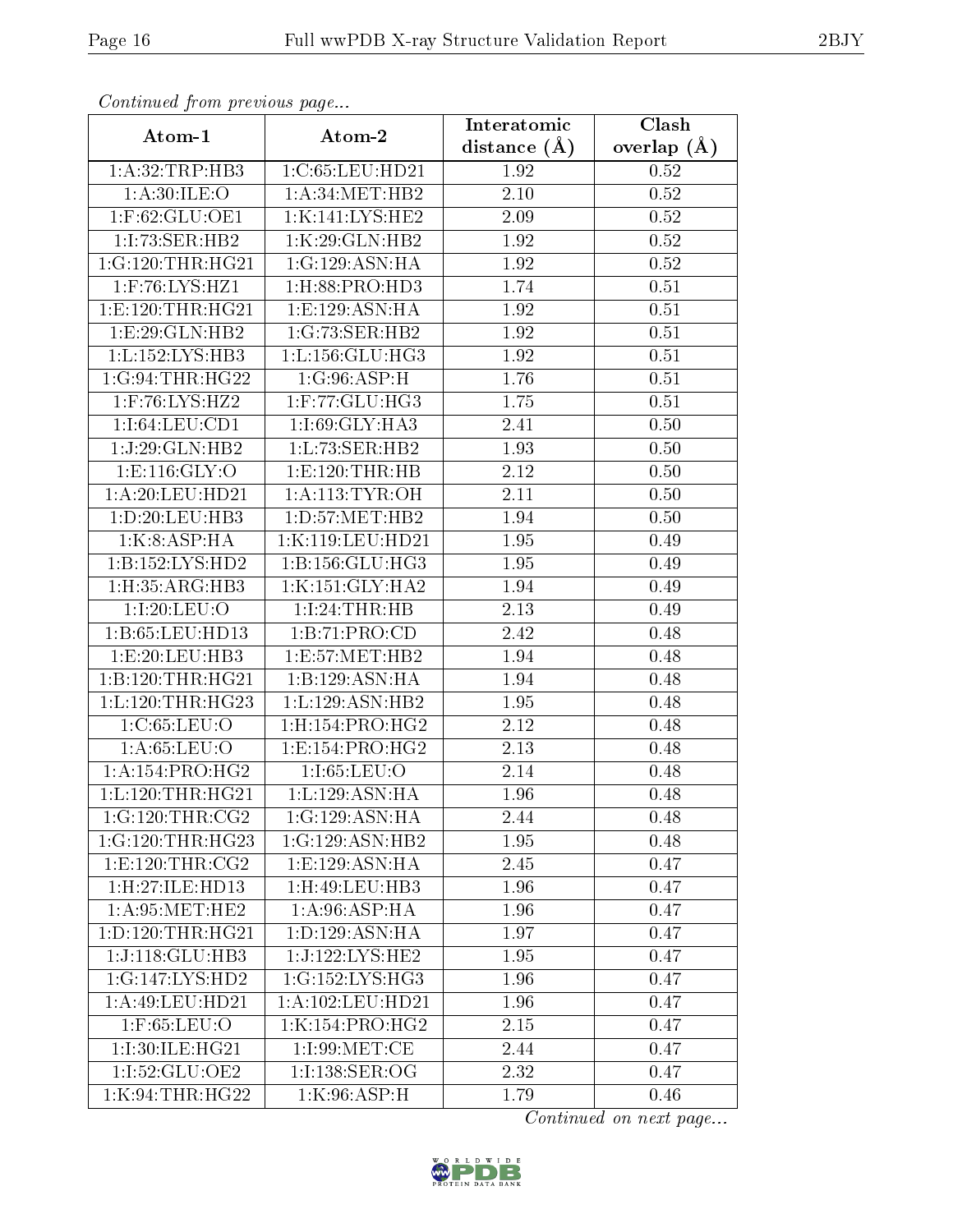*Continued from previous page...*

| Atom-1 | Atom-2 | Interatomic distance (Å) | Clash overlap (Å) |
|---|---|---|---|
| 1:A:32:TRP:HB3 | 1:C:65:LEU:HD21 | 1.92 | 0.52 |
| 1:A:30:ILE:O | 1:A:34:MET:HB2 | 2.10 | 0.52 |
| 1:F:62:GLU:OE1 | 1:K:141:LYS:HE2 | 2.09 | 0.52 |
| 1:I:73:SER:HB2 | 1:K:29:GLN:HB2 | 1.92 | 0.52 |
| 1:G:120:THR:HG21 | 1:G:129:ASN:HA | 1.92 | 0.52 |
| 1:F:76:LYS:HZ1 | 1:H:88:PRO:HD3 | 1.74 | 0.51 |
| 1:E:120:THR:HG21 | 1:E:129:ASN:HA | 1.92 | 0.51 |
| 1:E:29:GLN:HB2 | 1:G:73:SER:HB2 | 1.92 | 0.51 |
| 1:L:152:LYS:HB3 | 1:L:156:GLU:HG3 | 1.92 | 0.51 |
| 1:G:94:THR:HG22 | 1:G:96:ASP:H | 1.76 | 0.51 |
| 1:F:76:LYS:HZ2 | 1:F:77:GLU:HG3 | 1.75 | 0.51 |
| 1:I:64:LEU:CD1 | 1:I:69:GLY:HA3 | 2.41 | 0.50 |
| 1:J:29:GLN:HB2 | 1:L:73:SER:HB2 | 1.93 | 0.50 |
| 1:E:116:GLY:O | 1:E:120:THR:HB | 2.12 | 0.50 |
| 1:A:20:LEU:HD21 | 1:A:113:TYR:OH | 2.11 | 0.50 |
| 1:D:20:LEU:HB3 | 1:D:57:MET:HB2 | 1.94 | 0.50 |
| 1:K:8:ASP:HA | 1:K:119:LEU:HD21 | 1.95 | 0.49 |
| 1:B:152:LYS:HD2 | 1:B:156:GLU:HG3 | 1.95 | 0.49 |
| 1:H:35:ARG:HB3 | 1:K:151:GLY:HA2 | 1.94 | 0.49 |
| 1:I:20:LEU:O | 1:I:24:THR:HB | 2.13 | 0.49 |
| 1:B:65:LEU:HD13 | 1:B:71:PRO:CD | 2.42 | 0.48 |
| 1:E:20:LEU:HB3 | 1:E:57:MET:HB2 | 1.94 | 0.48 |
| 1:B:120:THR:HG21 | 1:B:129:ASN:HA | 1.94 | 0.48 |
| 1:L:120:THR:HG23 | 1:L:129:ASN:HB2 | 1.95 | 0.48 |
| 1:C:65:LEU:O | 1:H:154:PRO:HG2 | 2.12 | 0.48 |
| 1:A:65:LEU:O | 1:E:154:PRO:HG2 | 2.13 | 0.48 |
| 1:A:154:PRO:HG2 | 1:I:65:LEU:O | 2.14 | 0.48 |
| 1:L:120:THR:HG21 | 1:L:129:ASN:HA | 1.96 | 0.48 |
| 1:G:120:THR:CG2 | 1:G:129:ASN:HA | 2.44 | 0.48 |
| 1:G:120:THR:HG23 | 1:G:129:ASN:HB2 | 1.95 | 0.48 |
| 1:E:120:THR:CG2 | 1:E:129:ASN:HA | 2.45 | 0.47 |
| 1:H:27:ILE:HD13 | 1:H:49:LEU:HB3 | 1.96 | 0.47 |
| 1:A:95:MET:HE2 | 1:A:96:ASP:HA | 1.96 | 0.47 |
| 1:D:120:THR:HG21 | 1:D:129:ASN:HA | 1.97 | 0.47 |
| 1:J:118:GLU:HB3 | 1:J:122:LYS:HE2 | 1.95 | 0.47 |
| 1:G:147:LYS:HD2 | 1:G:152:LYS:HG3 | 1.96 | 0.47 |
| 1:A:49:LEU:HD21 | 1:A:102:LEU:HD21 | 1.96 | 0.47 |
| 1:F:65:LEU:O | 1:K:154:PRO:HG2 | 2.15 | 0.47 |
| 1:I:30:ILE:HG21 | 1:I:99:MET:CE | 2.44 | 0.47 |
| 1:I:52:GLU:OE2 | 1:I:138:SER:OG | 2.32 | 0.47 |
| 1:K:94:THR:HG22 | 1:K:96:ASP:H | 1.79 | 0.46 |

*Continued on next page...*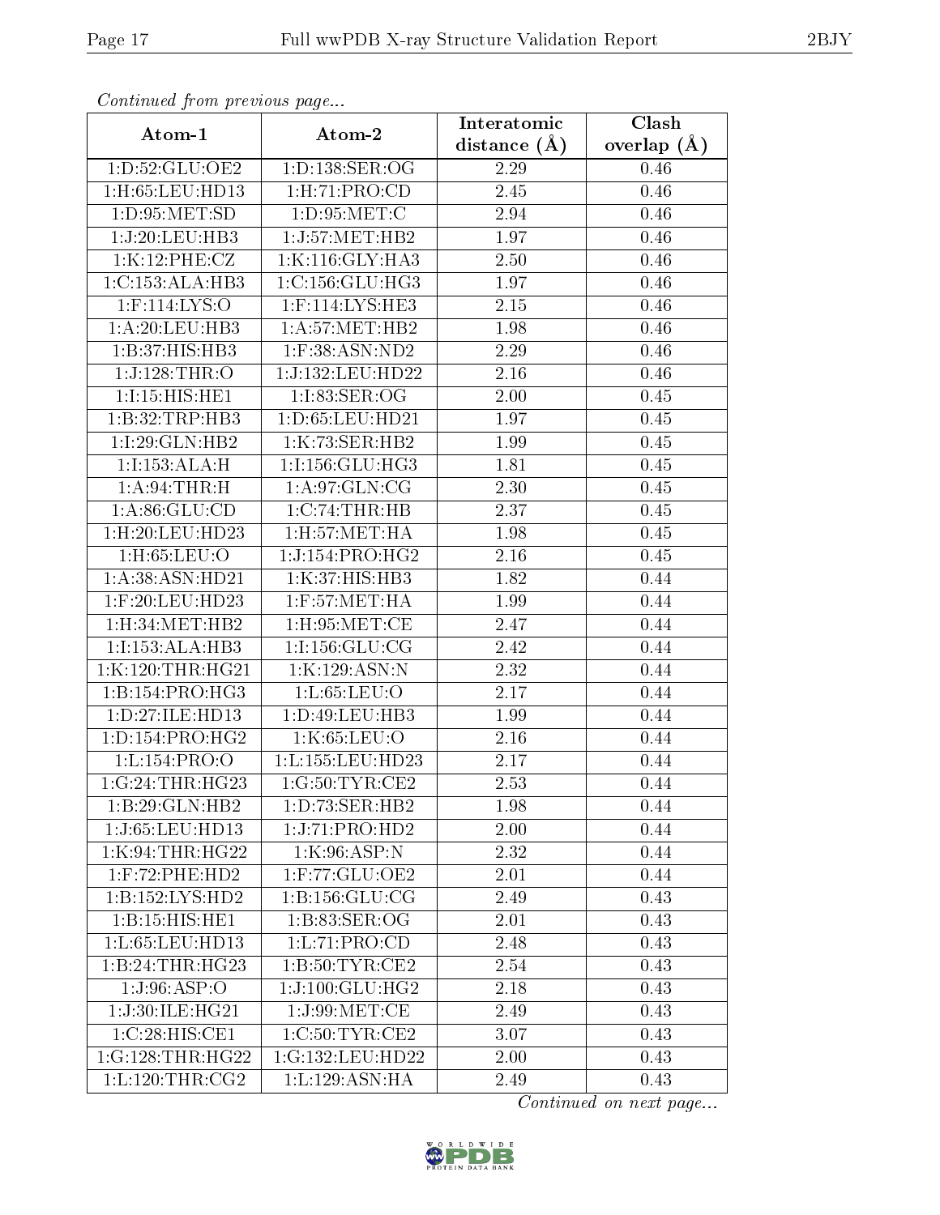*Continued from previous page...*

| Atom-1 | Atom-2 | Interatomic distance (Å) | Clash overlap (Å) |
|---|---|---|---|
| 1:D:52:GLU:OE2 | 1:D:138:SER:OG | 2.29 | 0.46 |
| 1:H:65:LEU:HD13 | 1:H:71:PRO:CD | 2.45 | 0.46 |
| 1:D:95:MET:SD | 1:D:95:MET:C | 2.94 | 0.46 |
| 1:J:20:LEU:HB3 | 1:J:57:MET:HB2 | 1.97 | 0.46 |
| 1:K:12:PHE:CZ | 1:K:116:GLY:HA3 | 2.50 | 0.46 |
| 1:C:153:ALA:HB3 | 1:C:156:GLU:HG3 | 1.97 | 0.46 |
| 1:F:114:LYS:O | 1:F:114:LYS:HE3 | 2.15 | 0.46 |
| 1:A:20:LEU:HB3 | 1:A:57:MET:HB2 | 1.98 | 0.46 |
| 1:B:37:HIS:HB3 | 1:F:38:ASN:ND2 | 2.29 | 0.46 |
| 1:J:128:THR:O | 1:J:132:LEU:HD22 | 2.16 | 0.46 |
| 1:I:15:HIS:HE1 | 1:I:83:SER:OG | 2.00 | 0.45 |
| 1:B:32:TRP:HB3 | 1:D:65:LEU:HD21 | 1.97 | 0.45 |
| 1:I:29:GLN:HB2 | 1:K:73:SER:HB2 | 1.99 | 0.45 |
| 1:I:153:ALA:H | 1:I:156:GLU:HG3 | 1.81 | 0.45 |
| 1:A:94:THR:H | 1:A:97:GLN:CG | 2.30 | 0.45 |
| 1:A:86:GLU:CD | 1:C:74:THR:HB | 2.37 | 0.45 |
| 1:H:20:LEU:HD23 | 1:H:57:MET:HA | 1.98 | 0.45 |
| 1:H:65:LEU:O | 1:J:154:PRO:HG2 | 2.16 | 0.45 |
| 1:A:38:ASN:HD21 | 1:K:37:HIS:HB3 | 1.82 | 0.44 |
| 1:F:20:LEU:HD23 | 1:F:57:MET:HA | 1.99 | 0.44 |
| 1:H:34:MET:HB2 | 1:H:95:MET:CE | 2.47 | 0.44 |
| 1:I:153:ALA:HB3 | 1:I:156:GLU:CG | 2.42 | 0.44 |
| 1:K:120:THR:HG21 | 1:K:129:ASN:N | 2.32 | 0.44 |
| 1:B:154:PRO:HG3 | 1:L:65:LEU:O | 2.17 | 0.44 |
| 1:D:27:ILE:HD13 | 1:D:49:LEU:HB3 | 1.99 | 0.44 |
| 1:D:154:PRO:HG2 | 1:K:65:LEU:O | 2.16 | 0.44 |
| 1:L:154:PRO:O | 1:L:155:LEU:HD23 | 2.17 | 0.44 |
| 1:G:24:THR:HG23 | 1:G:50:TYR:CE2 | 2.53 | 0.44 |
| 1:B:29:GLN:HB2 | 1:D:73:SER:HB2 | 1.98 | 0.44 |
| 1:J:65:LEU:HD13 | 1:J:71:PRO:HD2 | 2.00 | 0.44 |
| 1:K:94:THR:HG22 | 1:K:96:ASP:N | 2.32 | 0.44 |
| 1:F:72:PHE:HD2 | 1:F:77:GLU:OE2 | 2.01 | 0.44 |
| 1:B:152:LYS:HD2 | 1:B:156:GLU:CG | 2.49 | 0.43 |
| 1:B:15:HIS:HE1 | 1:B:83:SER:OG | 2.01 | 0.43 |
| 1:L:65:LEU:HD13 | 1:L:71:PRO:CD | 2.48 | 0.43 |
| 1:B:24:THR:HG23 | 1:B:50:TYR:CE2 | 2.54 | 0.43 |
| 1:J:96:ASP:O | 1:J:100:GLU:HG2 | 2.18 | 0.43 |
| 1:J:30:ILE:HG21 | 1:J:99:MET:CE | 2.49 | 0.43 |
| 1:C:28:HIS:CE1 | 1:C:50:TYR:CE2 | 3.07 | 0.43 |
| 1:G:128:THR:HG22 | 1:G:132:LEU:HD22 | 2.00 | 0.43 |
| 1:L:120:THR:CG2 | 1:L:129:ASN:HA | 2.49 | 0.43 |

*Continued on next page...*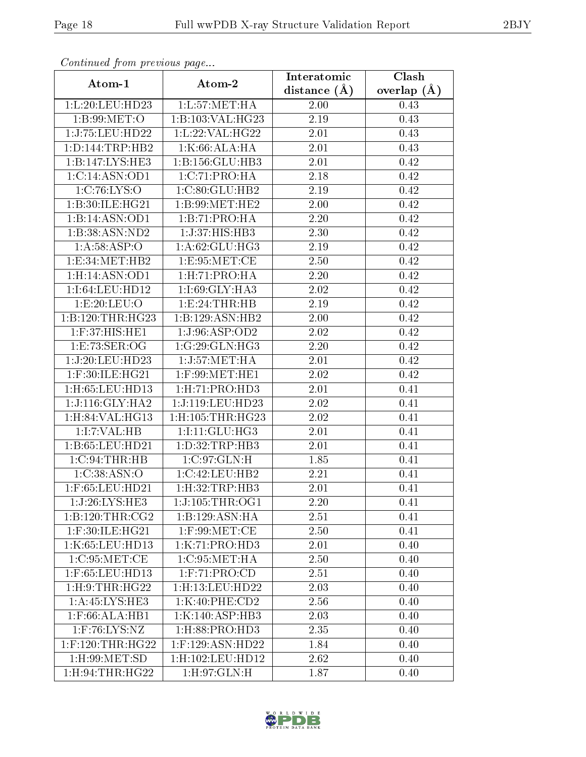*Continued from previous page...*

| Atom-1 | Atom-2 | Interatomic distance (Å) | Clash overlap (Å) |
| --- | --- | --- | --- |
| 1:L:20:LEU:HD23 | 1:L:57:MET:HA | 2.00 | 0.43 |
| 1:B:99:MET:O | 1:B:103:VAL:HG23 | 2.19 | 0.43 |
| 1:J:75:LEU:HD22 | 1:L:22:VAL:HG22 | 2.01 | 0.43 |
| 1:D:144:TRP:HB2 | 1:K:66:ALA:HA | 2.01 | 0.43 |
| 1:B:147:LYS:HE3 | 1:B:156:GLU:HB3 | 2.01 | 0.42 |
| 1:C:14:ASN:OD1 | 1:C:71:PRO:HA | 2.18 | 0.42 |
| 1:C:76:LYS:O | 1:C:80:GLU:HB2 | 2.19 | 0.42 |
| 1:B:30:ILE:HG21 | 1:B:99:MET:HE2 | 2.00 | 0.42 |
| 1:B:14:ASN:OD1 | 1:B:71:PRO:HA | 2.20 | 0.42 |
| 1:B:38:ASN:ND2 | 1:J:37:HIS:HB3 | 2.30 | 0.42 |
| 1:A:58:ASP:O | 1:A:62:GLU:HG3 | 2.19 | 0.42 |
| 1:E:34:MET:HB2 | 1:E:95:MET:CE | 2.50 | 0.42 |
| 1:H:14:ASN:OD1 | 1:H:71:PRO:HA | 2.20 | 0.42 |
| 1:I:64:LEU:HD12 | 1:I:69:GLY:HA3 | 2.02 | 0.42 |
| 1:E:20:LEU:O | 1:E:24:THR:HB | 2.19 | 0.42 |
| 1:B:120:THR:HG23 | 1:B:129:ASN:HB2 | 2.00 | 0.42 |
| 1:F:37:HIS:HE1 | 1:J:96:ASP:OD2 | 2.02 | 0.42 |
| 1:E:73:SER:OG | 1:G:29:GLN:HG3 | 2.20 | 0.42 |
| 1:J:20:LEU:HD23 | 1:J:57:MET:HA | 2.01 | 0.42 |
| 1:F:30:ILE:HG21 | 1:F:99:MET:HE1 | 2.02 | 0.42 |
| 1:H:65:LEU:HD13 | 1:H:71:PRO:HD3 | 2.01 | 0.41 |
| 1:J:116:GLY:HA2 | 1:J:119:LEU:HD23 | 2.02 | 0.41 |
| 1:H:84:VAL:HG13 | 1:H:105:THR:HG23 | 2.02 | 0.41 |
| 1:I:7:VAL:HB | 1:I:11:GLU:HG3 | 2.01 | 0.41 |
| 1:B:65:LEU:HD21 | 1:D:32:TRP:HB3 | 2.01 | 0.41 |
| 1:C:94:THR:HB | 1:C:97:GLN:H | 1.85 | 0.41 |
| 1:C:38:ASN:O | 1:C:42:LEU:HB2 | 2.21 | 0.41 |
| 1:F:65:LEU:HD21 | 1:H:32:TRP:HB3 | 2.01 | 0.41 |
| 1:J:26:LYS:HE3 | 1:J:105:THR:OG1 | 2.20 | 0.41 |
| 1:B:120:THR:CG2 | 1:B:129:ASN:HA | 2.51 | 0.41 |
| 1:F:30:ILE:HG21 | 1:F:99:MET:CE | 2.50 | 0.41 |
| 1:K:65:LEU:HD13 | 1:K:71:PRO:HD3 | 2.01 | 0.40 |
| 1:C:95:MET:CE | 1:C:95:MET:HA | 2.50 | 0.40 |
| 1:F:65:LEU:HD13 | 1:F:71:PRO:CD | 2.51 | 0.40 |
| 1:H:9:THR:HG22 | 1:H:13:LEU:HD22 | 2.03 | 0.40 |
| 1:A:45:LYS:HE3 | 1:K:40:PHE:CD2 | 2.56 | 0.40 |
| 1:F:66:ALA:HB1 | 1:K:140:ASP:HB3 | 2.03 | 0.40 |
| 1:F:76:LYS:NZ | 1:H:88:PRO:HD3 | 2.35 | 0.40 |
| 1:F:120:THR:HG22 | 1:F:129:ASN:HD22 | 1.84 | 0.40 |
| 1:H:99:MET:SD | 1:H:102:LEU:HD12 | 2.62 | 0.40 |
| 1:H:94:THR:HG22 | 1:H:97:GLN:H | 1.87 | 0.40 |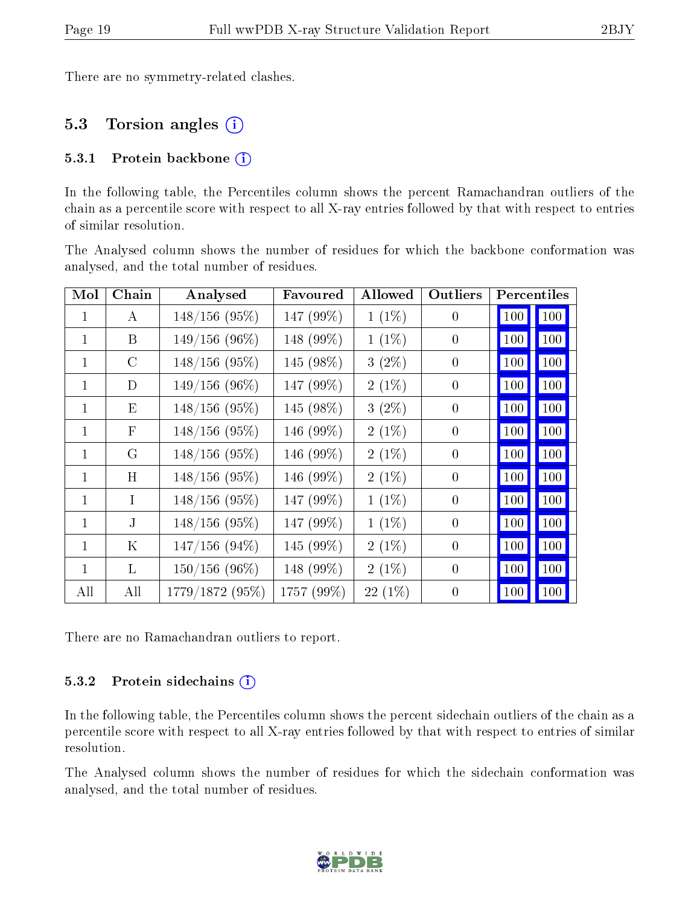There are no symmetry-related clashes.

## 5.3 Torsion angles

### 5.3.1 Protein backbone

In the following table, the Percentiles column shows the percent Ramachandran outliers of the chain as a percentile score with respect to all X-ray entries followed by that with respect to entries of similar resolution.

The Analysed column shows the number of residues for which the backbone conformation was analysed, and the total number of residues.

| Mol | Chain | Analysed | Favoured | Allowed | Outliers | Percentiles | |
|---|---|---|---|---|---|---|---|
| 1 | A | 148/156 (95%) | 147 (99%) | 1 (1%) | 0 | 100 | 100 |
| 1 | B | 149/156 (96%) | 148 (99%) | 1 (1%) | 0 | 100 | 100 |
| 1 | C | 148/156 (95%) | 145 (98%) | 3 (2%) | 0 | 100 | 100 |
| 1 | D | 149/156 (96%) | 147 (99%) | 2 (1%) | 0 | 100 | 100 |
| 1 | E | 148/156 (95%) | 145 (98%) | 3 (2%) | 0 | 100 | 100 |
| 1 | F | 148/156 (95%) | 146 (99%) | 2 (1%) | 0 | 100 | 100 |
| 1 | G | 148/156 (95%) | 146 (99%) | 2 (1%) | 0 | 100 | 100 |
| 1 | H | 148/156 (95%) | 146 (99%) | 2 (1%) | 0 | 100 | 100 |
| 1 | I | 148/156 (95%) | 147 (99%) | 1 (1%) | 0 | 100 | 100 |
| 1 | J | 148/156 (95%) | 147 (99%) | 1 (1%) | 0 | 100 | 100 |
| 1 | K | 147/156 (94%) | 145 (99%) | 2 (1%) | 0 | 100 | 100 |
| 1 | L | 150/156 (96%) | 148 (99%) | 2 (1%) | 0 | 100 | 100 |
| All | All | 1779/1872 (95%) | 1757 (99%) | 22 (1%) | 0 | 100 | 100 |

There are no Ramachandran outliers to report.

### 5.3.2 Protein sidechains

In the following table, the Percentiles column shows the percent sidechain outliers of the chain as a percentile score with respect to all X-ray entries followed by that with respect to entries of similar resolution.

The Analysed column shows the number of residues for which the sidechain conformation was analysed, and the total number of residues.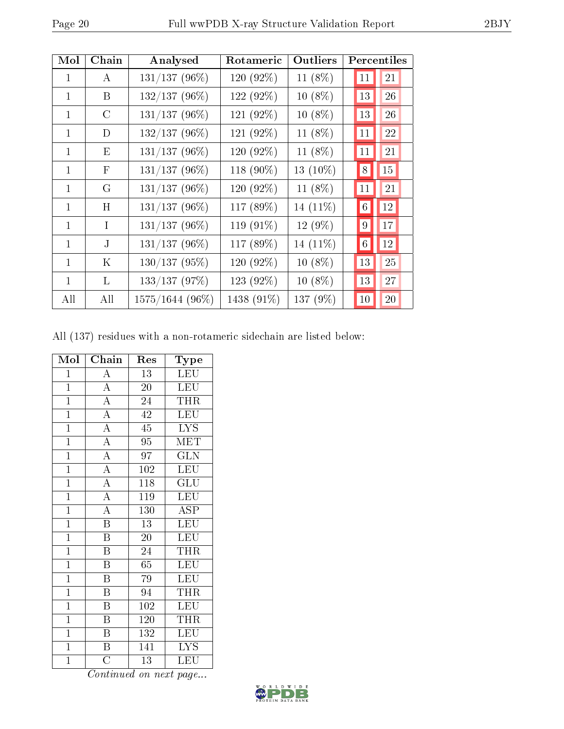| Mol | Chain | Analysed | Rotameric | Outliers | Percentiles | |
|---|---|---|---|---|---|---|
| 1 | A | 131/137 (96%) | 120 (92%) | 11 (8%) | 11 | 21 |
| 1 | B | 132/137 (96%) | 122 (92%) | 10 (8%) | 13 | 26 |
| 1 | C | 131/137 (96%) | 121 (92%) | 10 (8%) | 13 | 26 |
| 1 | D | 132/137 (96%) | 121 (92%) | 11 (8%) | 11 | 22 |
| 1 | E | 131/137 (96%) | 120 (92%) | 11 (8%) | 11 | 21 |
| 1 | F | 131/137 (96%) | 118 (90%) | 13 (10%) | 8 | 15 |
| 1 | G | 131/137 (96%) | 120 (92%) | 11 (8%) | 11 | 21 |
| 1 | H | 131/137 (96%) | 117 (89%) | 14 (11%) | 6 | 12 |
| 1 | I | 131/137 (96%) | 119 (91%) | 12 (9%) | 9 | 17 |
| 1 | J | 131/137 (96%) | 117 (89%) | 14 (11%) | 6 | 12 |
| 1 | K | 130/137 (95%) | 120 (92%) | 10 (8%) | 13 | 25 |
| 1 | L | 133/137 (97%) | 123 (92%) | 10 (8%) | 13 | 27 |
| All | All | 1575/1644 (96%) | 1438 (91%) | 137 (9%) | 10 | 20 |

All (137) residues with a non-rotameric sidechain are listed below:

| Mol | Chain | Res | Type |
|---|---|---|---|
| 1 | A | 13 | LEU |
| 1 | A | 20 | LEU |
| 1 | A | 24 | THR |
| 1 | A | 42 | LEU |
| 1 | A | 45 | LYS |
| 1 | A | 95 | MET |
| 1 | A | 97 | GLN |
| 1 | A | 102 | LEU |
| 1 | A | 118 | GLU |
| 1 | A | 119 | LEU |
| 1 | A | 130 | ASP |
| 1 | B | 13 | LEU |
| 1 | B | 20 | LEU |
| 1 | B | 24 | THR |
| 1 | B | 65 | LEU |
| 1 | B | 79 | LEU |
| 1 | B | 94 | THR |
| 1 | B | 102 | LEU |
| 1 | B | 120 | THR |
| 1 | B | 132 | LEU |
| 1 | B | 141 | LYS |
| 1 | C | 13 | LEU |

*Continued on next page...*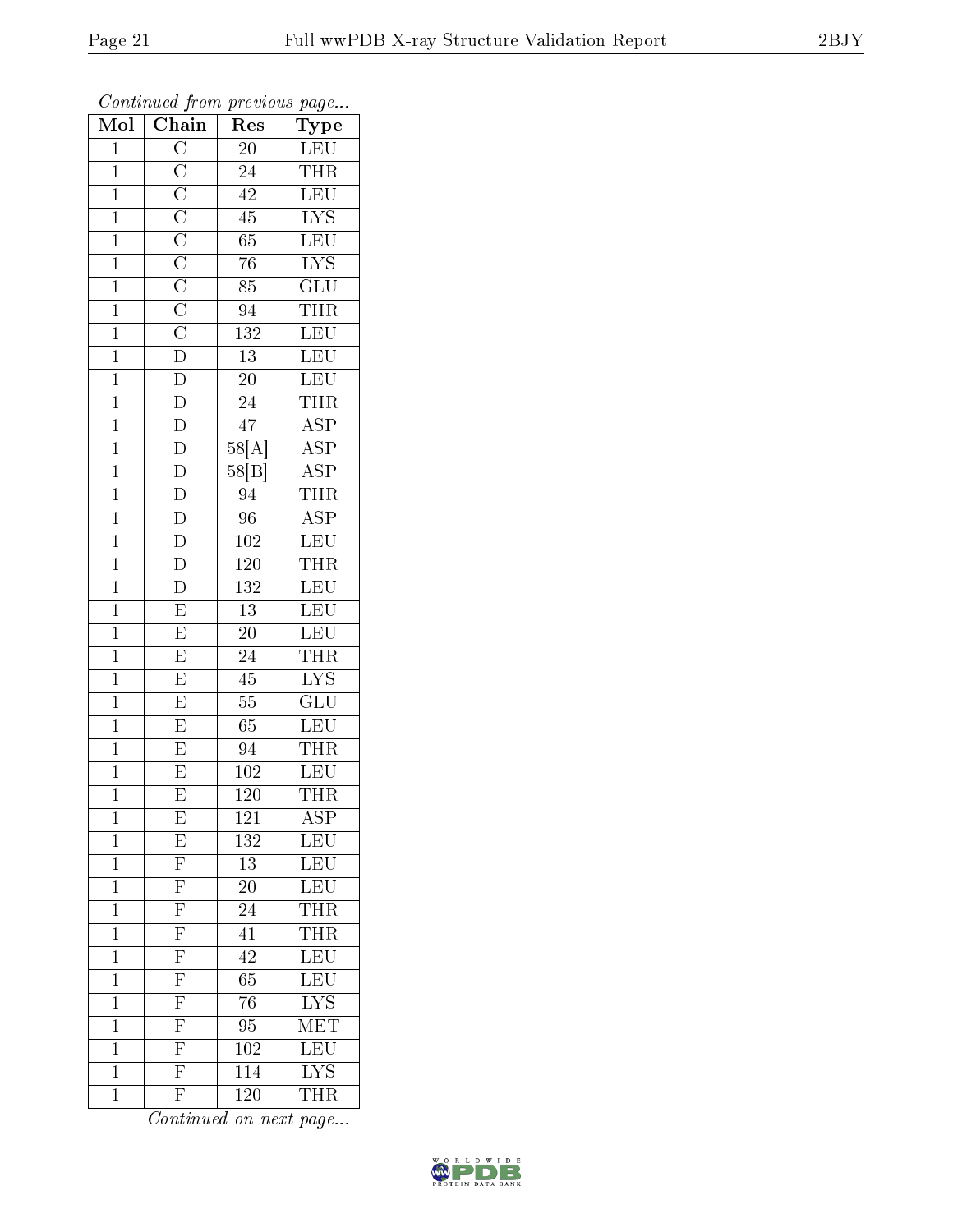*Continued from previous page...*

| Mol | Chain | Res | Type |
|---|---|---|---|
| 1 | C | 20 | LEU |
| 1 | C | 24 | THR |
| 1 | C | 42 | LEU |
| 1 | C | 45 | LYS |
| 1 | C | 65 | LEU |
| 1 | C | 76 | LYS |
| 1 | C | 85 | GLU |
| 1 | C | 94 | THR |
| 1 | C | 132 | LEU |
| 1 | D | 13 | LEU |
| 1 | D | 20 | LEU |
| 1 | D | 24 | THR |
| 1 | D | 47 | ASP |
| 1 | D | 58[A] | ASP |
| 1 | D | 58[B] | ASP |
| 1 | D | 94 | THR |
| 1 | D | 96 | ASP |
| 1 | D | 102 | LEU |
| 1 | D | 120 | THR |
| 1 | D | 132 | LEU |
| 1 | E | 13 | LEU |
| 1 | E | 20 | LEU |
| 1 | E | 24 | THR |
| 1 | E | 45 | LYS |
| 1 | E | 55 | GLU |
| 1 | E | 65 | LEU |
| 1 | E | 94 | THR |
| 1 | E | 102 | LEU |
| 1 | E | 120 | THR |
| 1 | E | 121 | ASP |
| 1 | E | 132 | LEU |
| 1 | F | 13 | LEU |
| 1 | F | 20 | LEU |
| 1 | F | 24 | THR |
| 1 | F | 41 | THR |
| 1 | F | 42 | LEU |
| 1 | F | 65 | LEU |
| 1 | F | 76 | LYS |
| 1 | F | 95 | MET |
| 1 | F | 102 | LEU |
| 1 | F | 114 | LYS |
| 1 | F | 120 | THR |

*Continued on next page...*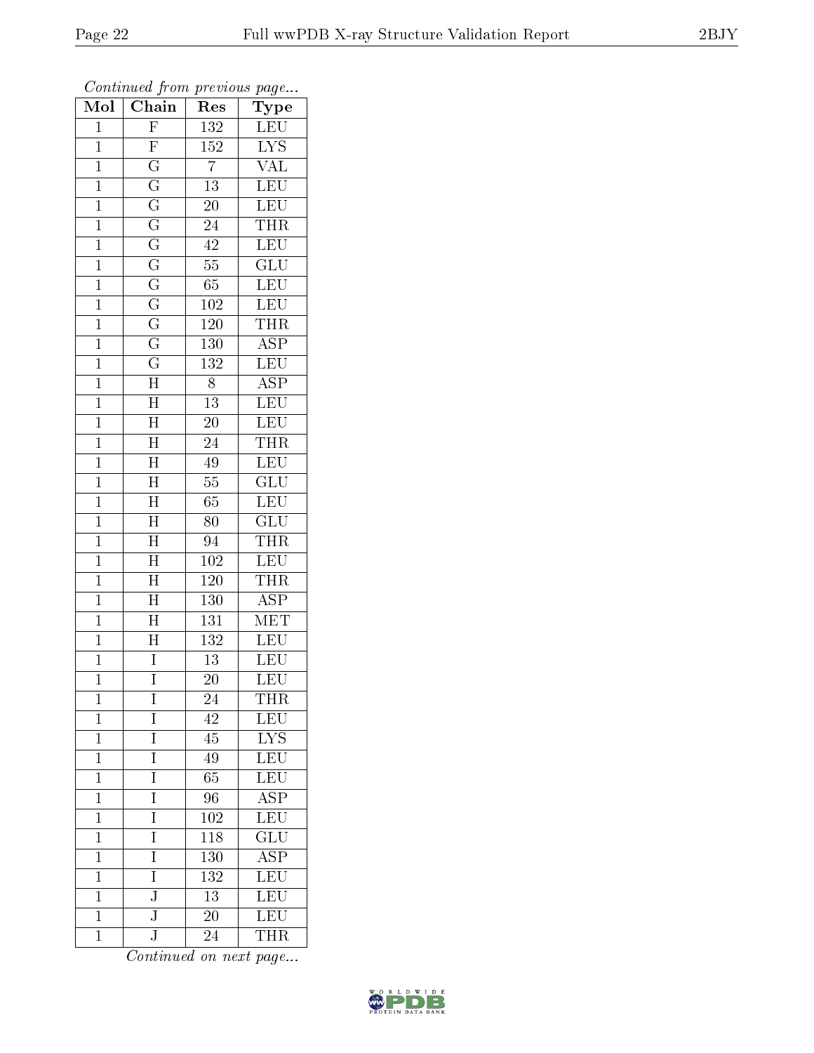*Continued from previous page...*

| Mol | Chain | Res | Type |
|---|---|---|---|
| 1 | F | 132 | LEU |
| 1 | F | 152 | LYS |
| 1 | G | 7 | VAL |
| 1 | G | 13 | LEU |
| 1 | G | 20 | LEU |
| 1 | G | 24 | THR |
| 1 | G | 42 | LEU |
| 1 | G | 55 | GLU |
| 1 | G | 65 | LEU |
| 1 | G | 102 | LEU |
| 1 | G | 120 | THR |
| 1 | G | 130 | ASP |
| 1 | G | 132 | LEU |
| 1 | H | 8 | ASP |
| 1 | H | 13 | LEU |
| 1 | H | 20 | LEU |
| 1 | H | 24 | THR |
| 1 | H | 49 | LEU |
| 1 | H | 55 | GLU |
| 1 | H | 65 | LEU |
| 1 | H | 80 | GLU |
| 1 | H | 94 | THR |
| 1 | H | 102 | LEU |
| 1 | H | 120 | THR |
| 1 | H | 130 | ASP |
| 1 | H | 131 | MET |
| 1 | H | 132 | LEU |
| 1 | I | 13 | LEU |
| 1 | I | 20 | LEU |
| 1 | I | 24 | THR |
| 1 | I | 42 | LEU |
| 1 | I | 45 | LYS |
| 1 | I | 49 | LEU |
| 1 | I | 65 | LEU |
| 1 | I | 96 | ASP |
| 1 | I | 102 | LEU |
| 1 | I | 118 | GLU |
| 1 | I | 130 | ASP |
| 1 | I | 132 | LEU |
| 1 | J | 13 | LEU |
| 1 | J | 20 | LEU |
| 1 | J | 24 | THR |

*Continued on next page...*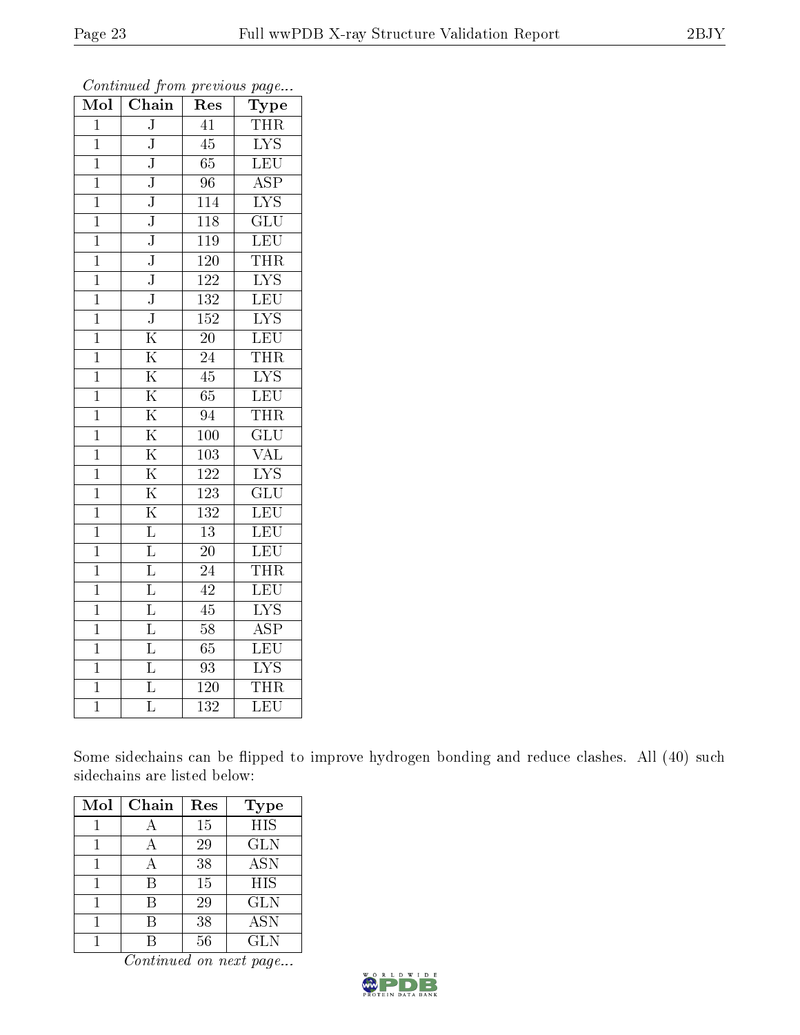*Continued from previous page...*

| Mol | Chain | Res | Type |
|---|---|---|---|
| 1 | J | 41 | THR |
| 1 | J | 45 | LYS |
| 1 | J | 65 | LEU |
| 1 | J | 96 | ASP |
| 1 | J | 114 | LYS |
| 1 | J | 118 | GLU |
| 1 | J | 119 | LEU |
| 1 | J | 120 | THR |
| 1 | J | 122 | LYS |
| 1 | J | 132 | LEU |
| 1 | J | 152 | LYS |
| 1 | K | 20 | LEU |
| 1 | K | 24 | THR |
| 1 | K | 45 | LYS |
| 1 | K | 65 | LEU |
| 1 | K | 94 | THR |
| 1 | K | 100 | GLU |
| 1 | K | 103 | VAL |
| 1 | K | 122 | LYS |
| 1 | K | 123 | GLU |
| 1 | K | 132 | LEU |
| 1 | L | 13 | LEU |
| 1 | L | 20 | LEU |
| 1 | L | 24 | THR |
| 1 | L | 42 | LEU |
| 1 | L | 45 | LYS |
| 1 | L | 58 | ASP |
| 1 | L | 65 | LEU |
| 1 | L | 93 | LYS |
| 1 | L | 120 | THR |
| 1 | L | 132 | LEU |

Some sidechains can be flipped to improve hydrogen bonding and reduce clashes. All (40) such sidechains are listed below:

| Mol | Chain | Res | Type |
|---|---|---|---|
| 1 | A | 15 | HIS |
| 1 | A | 29 | GLN |
| 1 | A | 38 | ASN |
| 1 | B | 15 | HIS |
| 1 | B | 29 | GLN |
| 1 | B | 38 | ASN |
| 1 | B | 56 | GLN |

*Continued on next page...*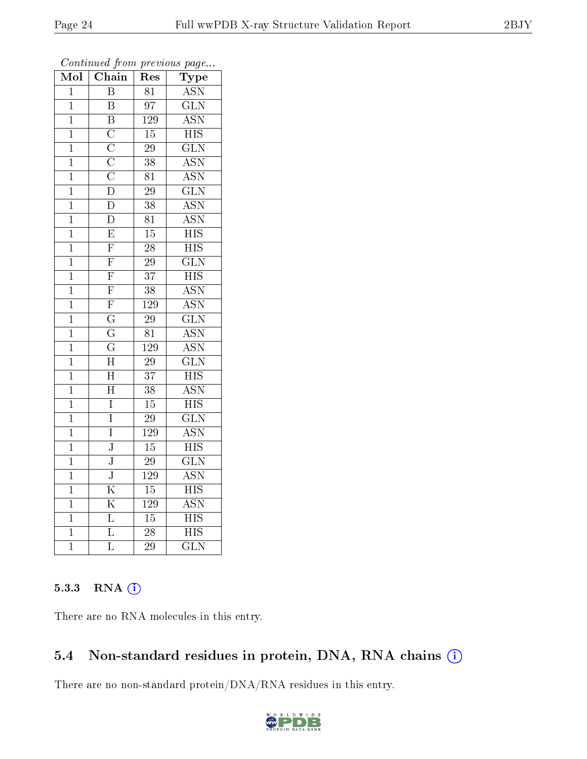*Continued from previous page...*

| Mol | Chain | Res | Type |
|---|---|---|---|
| 1 | B | 81 | ASN |
| 1 | B | 97 | GLN |
| 1 | B | 129 | ASN |
| 1 | C | 15 | HIS |
| 1 | C | 29 | GLN |
| 1 | C | 38 | ASN |
| 1 | C | 81 | ASN |
| 1 | D | 29 | GLN |
| 1 | D | 38 | ASN |
| 1 | D | 81 | ASN |
| 1 | E | 15 | HIS |
| 1 | F | 28 | HIS |
| 1 | F | 29 | GLN |
| 1 | F | 37 | HIS |
| 1 | F | 38 | ASN |
| 1 | F | 129 | ASN |
| 1 | G | 29 | GLN |
| 1 | G | 81 | ASN |
| 1 | G | 129 | ASN |
| 1 | H | 29 | GLN |
| 1 | H | 37 | HIS |
| 1 | H | 38 | ASN |
| 1 | I | 15 | HIS |
| 1 | I | 29 | GLN |
| 1 | I | 129 | ASN |
| 1 | J | 15 | HIS |
| 1 | J | 29 | GLN |
| 1 | J | 129 | ASN |
| 1 | K | 15 | HIS |
| 1 | K | 129 | ASN |
| 1 | L | 15 | HIS |
| 1 | L | 28 | HIS |
| 1 | L | 29 | GLN |

#### 5.3.3 RNA

There are no RNA molecules in this entry.

### 5.4 Non-standard residues in protein, DNA, RNA chains

There are no non-standard protein/DNA/RNA residues in this entry.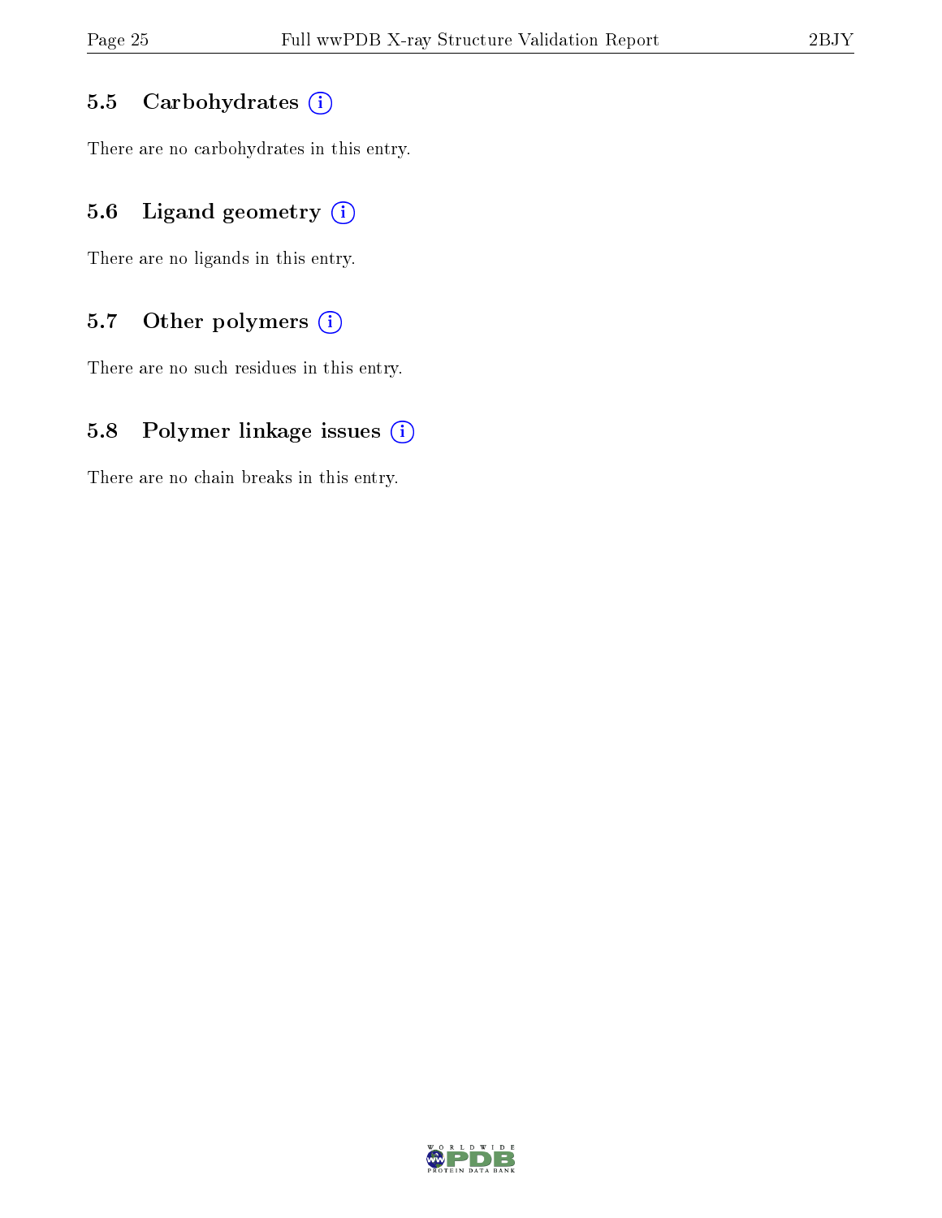### 5.5 Carbohydrates

There are no carbohydrates in this entry.

### 5.6 Ligand geometry

There are no ligands in this entry.

### 5.7 Other polymers

There are no such residues in this entry.

### 5.8 Polymer linkage issues

There are no chain breaks in this entry.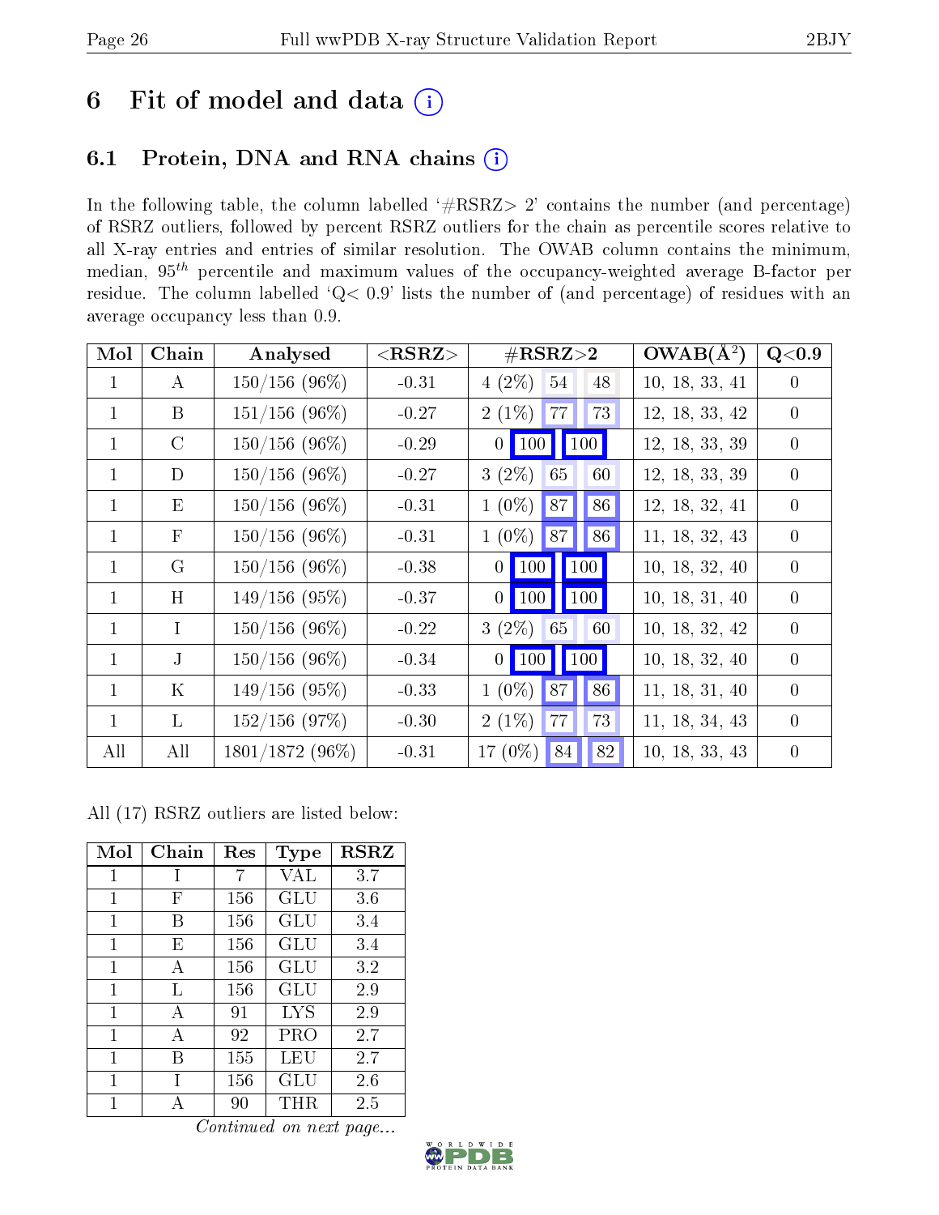# 6 Fit of model and data ⓘ

## 6.1 Protein, DNA and RNA chains ⓘ

In the following table, the column labelled '#RSRZ> 2' contains the number (and percentage) of RSRZ outliers, followed by percent RSRZ outliers for the chain as percentile scores relative to all X-ray entries and entries of similar resolution. The OWAB column contains the minimum, median, $95^{th}$ percentile and maximum values of the occupancy-weighted average B-factor per residue. The column labelled 'Q< 0.9' lists the number of (and percentage) of residues with an average occupancy less than 0.9.

| Mol | Chain | Analysed | <RSRZ> | #RSRZ>2 | | | OWAB(Å$^2$) | Q<0.9 |
|---|---|---|---|---|---|---|---|---|
| 1 | A | 150/156 (96%) | -0.31 | 4 (2%) | 54 | 48 | 10, 18, 33, 41 | 0 |
| 1 | B | 151/156 (96%) | -0.27 | 2 (1%) | 77 | 73 | 12, 18, 33, 42 | 0 |
| 1 | C | 150/156 (96%) | -0.29 | 0 | 100 | 100 | 12, 18, 33, 39 | 0 |
| 1 | D | 150/156 (96%) | -0.27 | 3 (2%) | 65 | 60 | 12, 18, 33, 39 | 0 |
| 1 | E | 150/156 (96%) | -0.31 | 1 (0%) | 87 | 86 | 12, 18, 32, 41 | 0 |
| 1 | F | 150/156 (96%) | -0.31 | 1 (0%) | 87 | 86 | 11, 18, 32, 43 | 0 |
| 1 | G | 150/156 (96%) | -0.38 | 0 | 100 | 100 | 10, 18, 32, 40 | 0 |
| 1 | H | 149/156 (95%) | -0.37 | 0 | 100 | 100 | 10, 18, 31, 40 | 0 |
| 1 | I | 150/156 (96%) | -0.22 | 3 (2%) | 65 | 60 | 10, 18, 32, 42 | 0 |
| 1 | J | 150/156 (96%) | -0.34 | 0 | 100 | 100 | 10, 18, 32, 40 | 0 |
| 1 | K | 149/156 (95%) | -0.33 | 1 (0%) | 87 | 86 | 11, 18, 31, 40 | 0 |
| 1 | L | 152/156 (97%) | -0.30 | 2 (1%) | 77 | 73 | 11, 18, 34, 43 | 0 |
| All | All | 1801/1872 (96%) | -0.31 | 17 (0%) | 84 | 82 | 10, 18, 33, 43 | 0 |

All (17) RSRZ outliers are listed below:

| Mol | Chain | Res | Type | RSRZ |
|---|---|---|---|---|
| 1 | I | 7 | VAL | 3.7 |
| 1 | F | 156 | GLU | 3.6 |
| 1 | B | 156 | GLU | 3.4 |
| 1 | E | 156 | GLU | 3.4 |
| 1 | A | 156 | GLU | 3.2 |
| 1 | L | 156 | GLU | 2.9 |
| 1 | A | 91 | LYS | 2.9 |
| 1 | A | 92 | PRO | 2.7 |
| 1 | B | 155 | LEU | 2.7 |
| 1 | I | 156 | GLU | 2.6 |
| 1 | A | 90 | THR | 2.5 |

*Continued on next page...*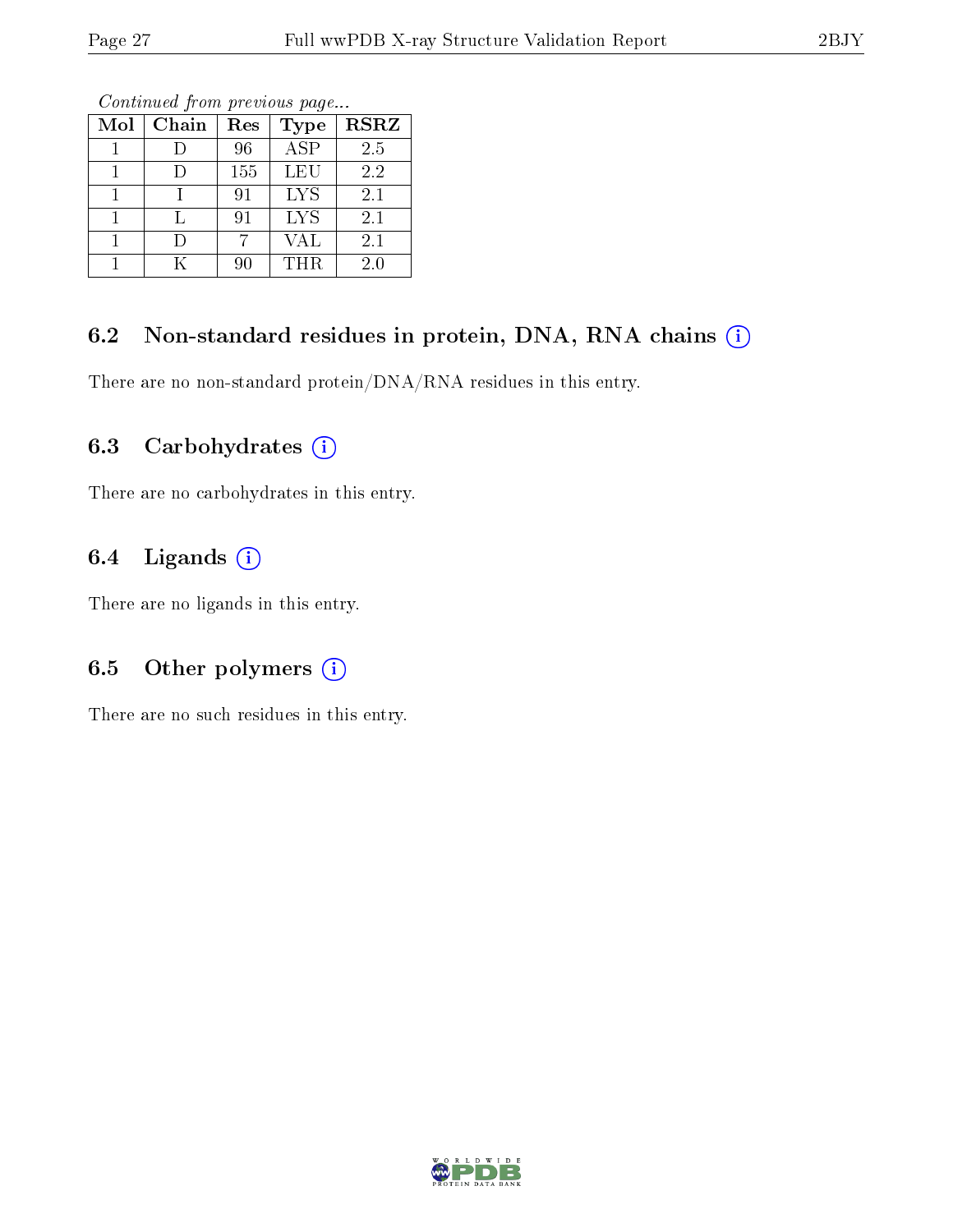*Continued from previous page...*

| Mol | Chain | Res | Type | RSRZ |
|---|---|---|---|---|
| 1 | D | 96 | ASP | 2.5 |
| 1 | D | 155 | LEU | 2.2 |
| 1 | I | 91 | LYS | 2.1 |
| 1 | L | 91 | LYS | 2.1 |
| 1 | D | 7 | VAL | 2.1 |
| 1 | K | 90 | THR | 2.0 |

### 6.2 Non-standard residues in protein, DNA, RNA chains (i)

There are no non-standard protein/DNA/RNA residues in this entry.

### 6.3 Carbohydrates (i)

There are no carbohydrates in this entry.

### 6.4 Ligands (i)

There are no ligands in this entry.

### 6.5 Other polymers (i)

There are no such residues in this entry.